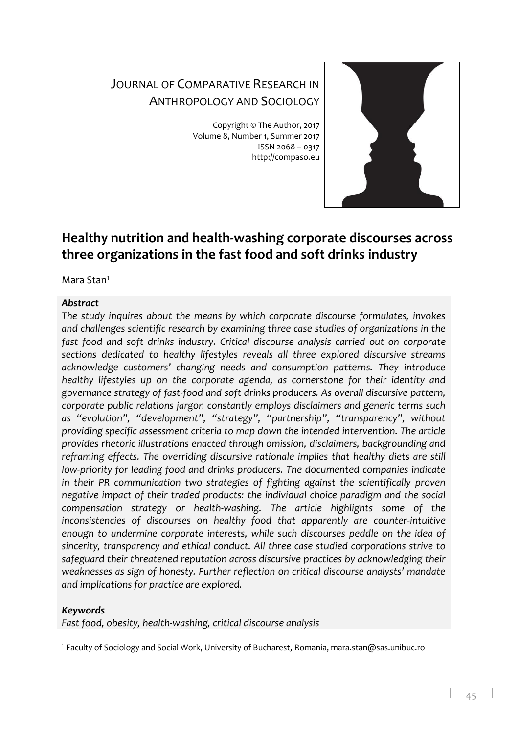JOURNAL OF COMPARATIVE RESEARCH IN ANTHROPOLOGY AND SOCIOLOGY

Copyright © The Author, 2017
Volume 8, Number 1, Summer 2017
ISSN 2068 – 0317
http://compaso.eu

# Healthy nutrition and health-washing corporate discourses across three organizations in the fast food and soft drinks industry

Mara Stan[1]

***Abstract***

*The study inquires about the means by which corporate discourse formulates, invokes and challenges scientific research by examining three case studies of organizations in the fast food and soft drinks industry. Critical discourse analysis carried out on corporate sections dedicated to healthy lifestyles reveals all three explored discursive streams acknowledge customers' changing needs and consumption patterns. They introduce healthy lifestyles up on the corporate agenda, as cornerstone for their identity and governance strategy of fast-food and soft drinks producers. As overall discursive pattern, corporate public relations jargon constantly employs disclaimers and generic terms such as "evolution", "development", "strategy", "partnership", "transparency", without providing specific assessment criteria to map down the intended intervention. The article provides rhetoric illustrations enacted through omission, disclaimers, backgrounding and reframing effects. The overriding discursive rationale implies that healthy diets are still low-priority for leading food and drinks producers. The documented companies indicate in their PR communication two strategies of fighting against the scientifically proven negative impact of their traded products: the individual choice paradigm and the social compensation strategy or health-washing. The article highlights some of the inconsistencies of discourses on healthy food that apparently are counter-intuitive enough to undermine corporate interests, while such discourses peddle on the idea of sincerity, transparency and ethical conduct. All three case studied corporations strive to safeguard their threatened reputation across discursive practices by acknowledging their weaknesses as sign of honesty. Further reflection on critical discourse analysts' mandate and implications for practice are explored.*

***Keywords***

*Fast food, obesity, health-washing, critical discourse analysis*

[1] Faculty of Sociology and Social Work, University of Bucharest, Romania, mara.stan@sas.unibuc.ro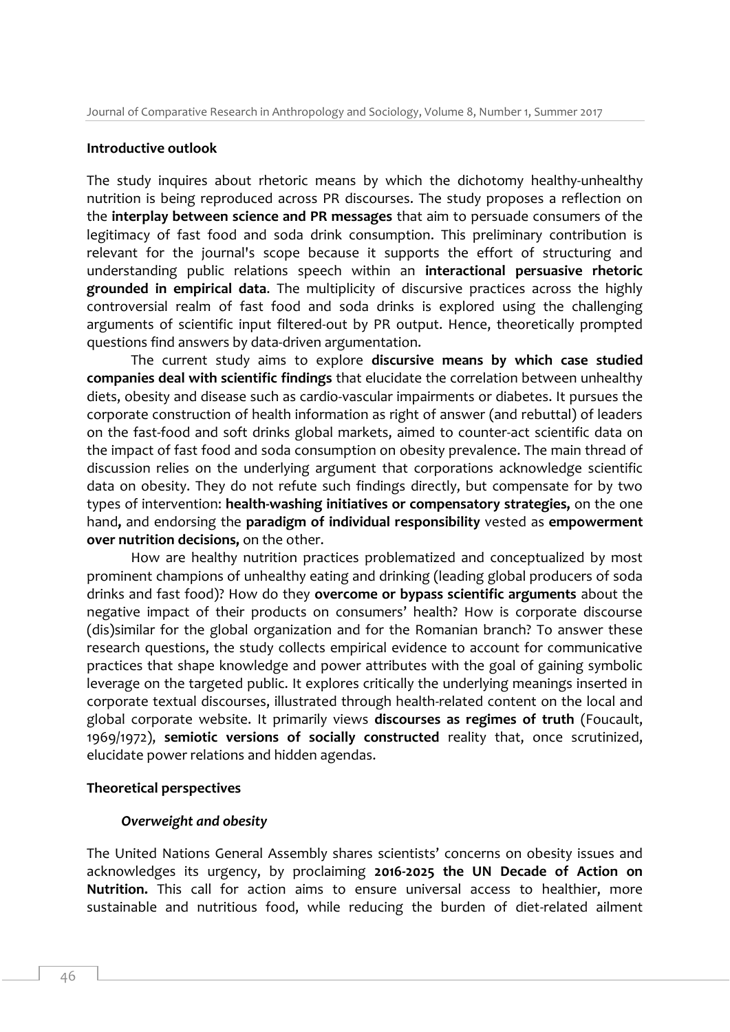## Introductive outlook

The study inquires about rhetoric means by which the dichotomy healthy-unhealthy nutrition is being reproduced across PR discourses. The study proposes a reflection on the **interplay between science and PR messages** that aim to persuade consumers of the legitimacy of fast food and soda drink consumption. This preliminary contribution is relevant for the journal's scope because it supports the effort of structuring and understanding public relations speech within an **interactional persuasive rhetoric grounded in empirical data**. The multiplicity of discursive practices across the highly controversial realm of fast food and soda drinks is explored using the challenging arguments of scientific input filtered-out by PR output. Hence, theoretically prompted questions find answers by data-driven argumentation.

The current study aims to explore **discursive means by which case studied companies deal with scientific findings** that elucidate the correlation between unhealthy diets, obesity and disease such as cardio-vascular impairments or diabetes. It pursues the corporate construction of health information as right of answer (and rebuttal) of leaders on the fast-food and soft drinks global markets, aimed to counter-act scientific data on the impact of fast food and soda consumption on obesity prevalence. The main thread of discussion relies on the underlying argument that corporations acknowledge scientific data on obesity. They do not refute such findings directly, but compensate for by two types of intervention: **health-washing initiatives or compensatory strategies,** on the one hand**,** and endorsing the **paradigm of individual responsibility** vested as **empowerment over nutrition decisions,** on the other.

How are healthy nutrition practices problematized and conceptualized by most prominent champions of unhealthy eating and drinking (leading global producers of soda drinks and fast food)? How do they **overcome or bypass scientific arguments** about the negative impact of their products on consumers' health? How is corporate discourse (dis)similar for the global organization and for the Romanian branch? To answer these research questions, the study collects empirical evidence to account for communicative practices that shape knowledge and power attributes with the goal of gaining symbolic leverage on the targeted public. It explores critically the underlying meanings inserted in corporate textual discourses, illustrated through health-related content on the local and global corporate website. It primarily views **discourses as regimes of truth** (Foucault, 1969/1972), **semiotic versions of socially constructed** reality that, once scrutinized, elucidate power relations and hidden agendas.

## Theoretical perspectives

### *Overweight and obesity*

The United Nations General Assembly shares scientists' concerns on obesity issues and acknowledges its urgency, by proclaiming **2016-2025 the UN Decade of Action on Nutrition.** This call for action aims to ensure universal access to healthier, more sustainable and nutritious food, while reducing the burden of diet-related ailment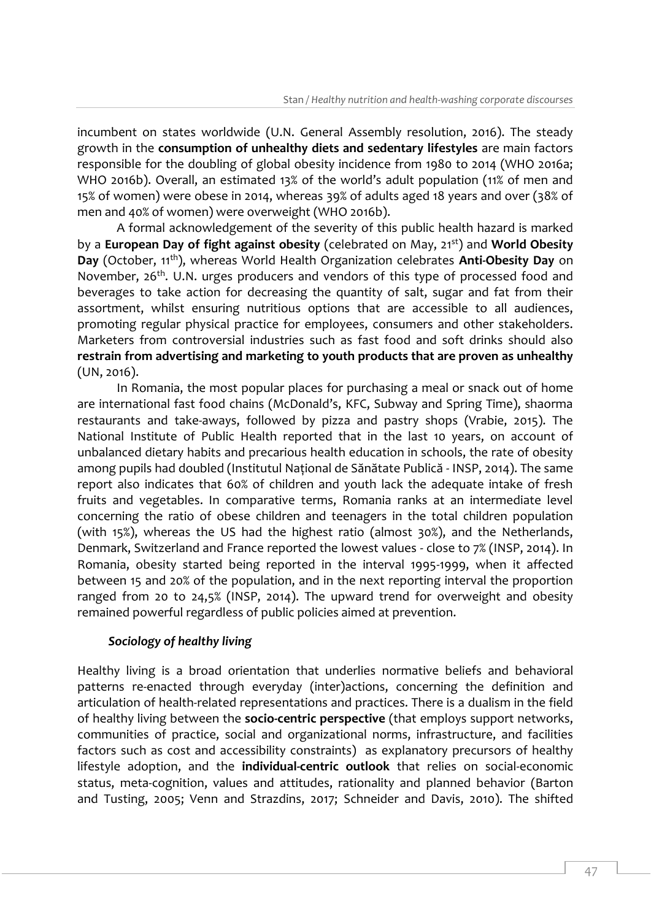incumbent on states worldwide (U.N. General Assembly resolution, 2016). The steady growth in the **consumption of unhealthy diets and sedentary lifestyles** are main factors responsible for the doubling of global obesity incidence from 1980 to 2014 (WHO 2016a; WHO 2016b). Overall, an estimated 13% of the world's adult population (11% of men and 15% of women) were obese in 2014, whereas 39% of adults aged 18 years and over (38% of men and 40% of women) were overweight (WHO 2016b).

A formal acknowledgement of the severity of this public health hazard is marked by a **European Day of fight against obesity** (celebrated on May, 21st) and **World Obesity Day** (October, 11th), whereas World Health Organization celebrates **Anti-Obesity Day** on November, 26th. U.N. urges producers and vendors of this type of processed food and beverages to take action for decreasing the quantity of salt, sugar and fat from their assortment, whilst ensuring nutritious options that are accessible to all audiences, promoting regular physical practice for employees, consumers and other stakeholders. Marketers from controversial industries such as fast food and soft drinks should also **restrain from advertising and marketing to youth products that are proven as unhealthy** (UN, 2016).

In Romania, the most popular places for purchasing a meal or snack out of home are international fast food chains (McDonald's, KFC, Subway and Spring Time), shaorma restaurants and take-aways, followed by pizza and pastry shops (Vrabie, 2015). The National Institute of Public Health reported that in the last 10 years, on account of unbalanced dietary habits and precarious health education in schools, the rate of obesity among pupils had doubled (Institutul Național de Sănătate Publică - INSP, 2014). The same report also indicates that 60% of children and youth lack the adequate intake of fresh fruits and vegetables. In comparative terms, Romania ranks at an intermediate level concerning the ratio of obese children and teenagers in the total children population (with 15%), whereas the US had the highest ratio (almost 30%), and the Netherlands, Denmark, Switzerland and France reported the lowest values - close to 7% (INSP, 2014). In Romania, obesity started being reported in the interval 1995-1999, when it affected between 15 and 20% of the population, and in the next reporting interval the proportion ranged from 20 to 24,5% (INSP, 2014). The upward trend for overweight and obesity remained powerful regardless of public policies aimed at prevention.

### *Sociology of healthy living*

Healthy living is a broad orientation that underlies normative beliefs and behavioral patterns re-enacted through everyday (inter)actions, concerning the definition and articulation of health-related representations and practices. There is a dualism in the field of healthy living between the **socio-centric perspective** (that employs support networks, communities of practice, social and organizational norms, infrastructure, and facilities factors such as cost and accessibility constraints) as explanatory precursors of healthy lifestyle adoption, and the **individual-centric outlook** that relies on social-economic status, meta-cognition, values and attitudes, rationality and planned behavior (Barton and Tusting, 2005; Venn and Strazdins, 2017; Schneider and Davis, 2010). The shifted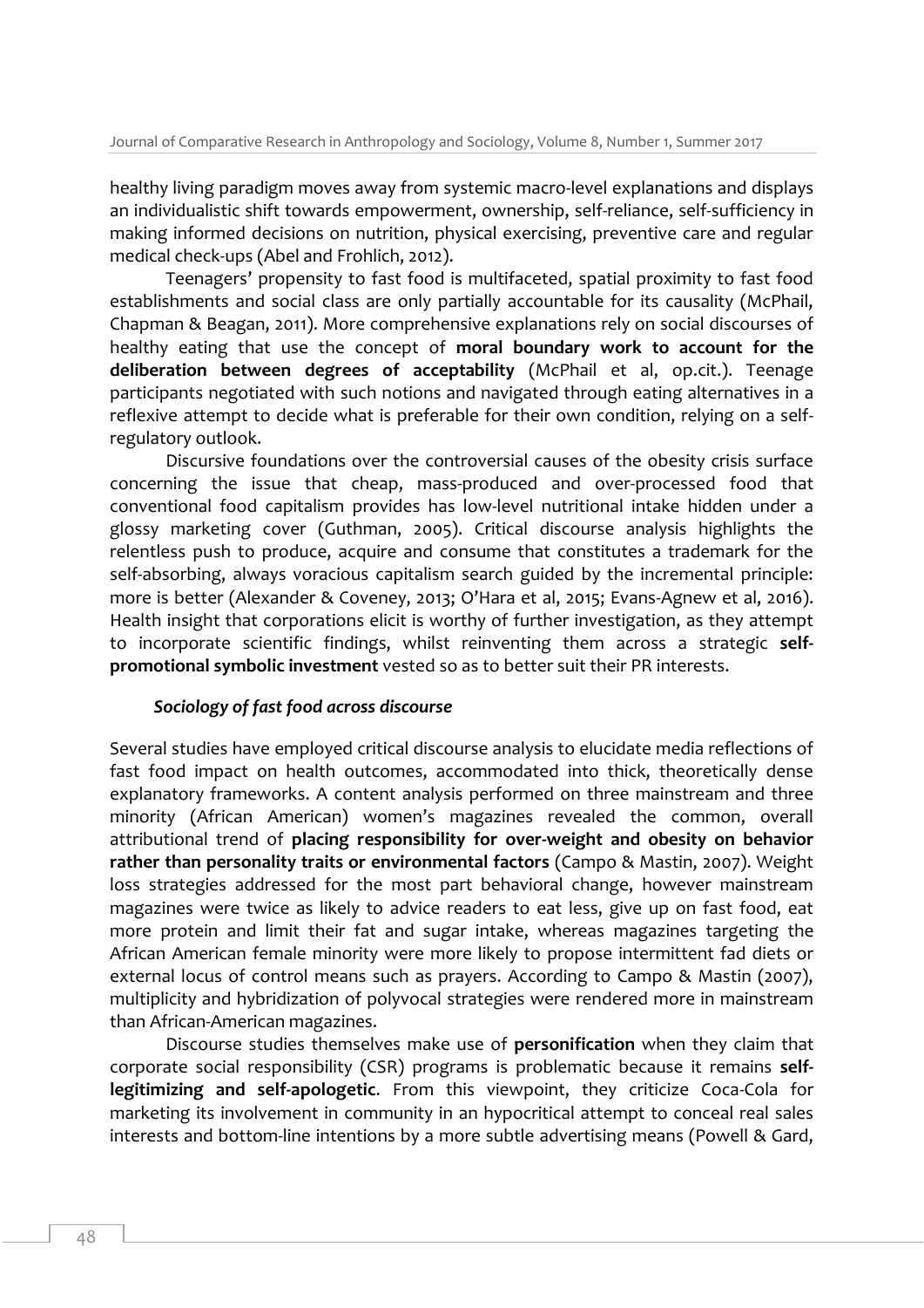healthy living paradigm moves away from systemic macro-level explanations and displays an individualistic shift towards empowerment, ownership, self-reliance, self-sufficiency in making informed decisions on nutrition, physical exercising, preventive care and regular medical check-ups (Abel and Frohlich, 2012).

Teenagers' propensity to fast food is multifaceted, spatial proximity to fast food establishments and social class are only partially accountable for its causality (McPhail, Chapman & Beagan, 2011). More comprehensive explanations rely on social discourses of healthy eating that use the concept of **moral boundary work to account for the deliberation between degrees of acceptability** (McPhail et al, op.cit.). Teenage participants negotiated with such notions and navigated through eating alternatives in a reflexive attempt to decide what is preferable for their own condition, relying on a self-regulatory outlook.

Discursive foundations over the controversial causes of the obesity crisis surface concerning the issue that cheap, mass-produced and over-processed food that conventional food capitalism provides has low-level nutritional intake hidden under a glossy marketing cover (Guthman, 2005). Critical discourse analysis highlights the relentless push to produce, acquire and consume that constitutes a trademark for the self-absorbing, always voracious capitalism search guided by the incremental principle: more is better (Alexander & Coveney, 2013; O'Hara et al, 2015; Evans-Agnew et al, 2016). Health insight that corporations elicit is worthy of further investigation, as they attempt to incorporate scientific findings, whilst reinventing them across a strategic **self-promotional symbolic investment** vested so as to better suit their PR interests.

### *Sociology of fast food across discourse*

Several studies have employed critical discourse analysis to elucidate media reflections of fast food impact on health outcomes, accommodated into thick, theoretically dense explanatory frameworks. A content analysis performed on three mainstream and three minority (African American) women's magazines revealed the common, overall attributional trend of **placing responsibility for over-weight and obesity on behavior rather than personality traits or environmental factors** (Campo & Mastin, 2007). Weight loss strategies addressed for the most part behavioral change, however mainstream magazines were twice as likely to advice readers to eat less, give up on fast food, eat more protein and limit their fat and sugar intake, whereas magazines targeting the African American female minority were more likely to propose intermittent fad diets or external locus of control means such as prayers. According to Campo & Mastin (2007), multiplicity and hybridization of polyvocal strategies were rendered more in mainstream than African-American magazines.

Discourse studies themselves make use of **personification** when they claim that corporate social responsibility (CSR) programs is problematic because it remains **self-legitimizing and self-apologetic**. From this viewpoint, they criticize Coca-Cola for marketing its involvement in community in an hypocritical attempt to conceal real sales interests and bottom-line intentions by a more subtle advertising means (Powell & Gard,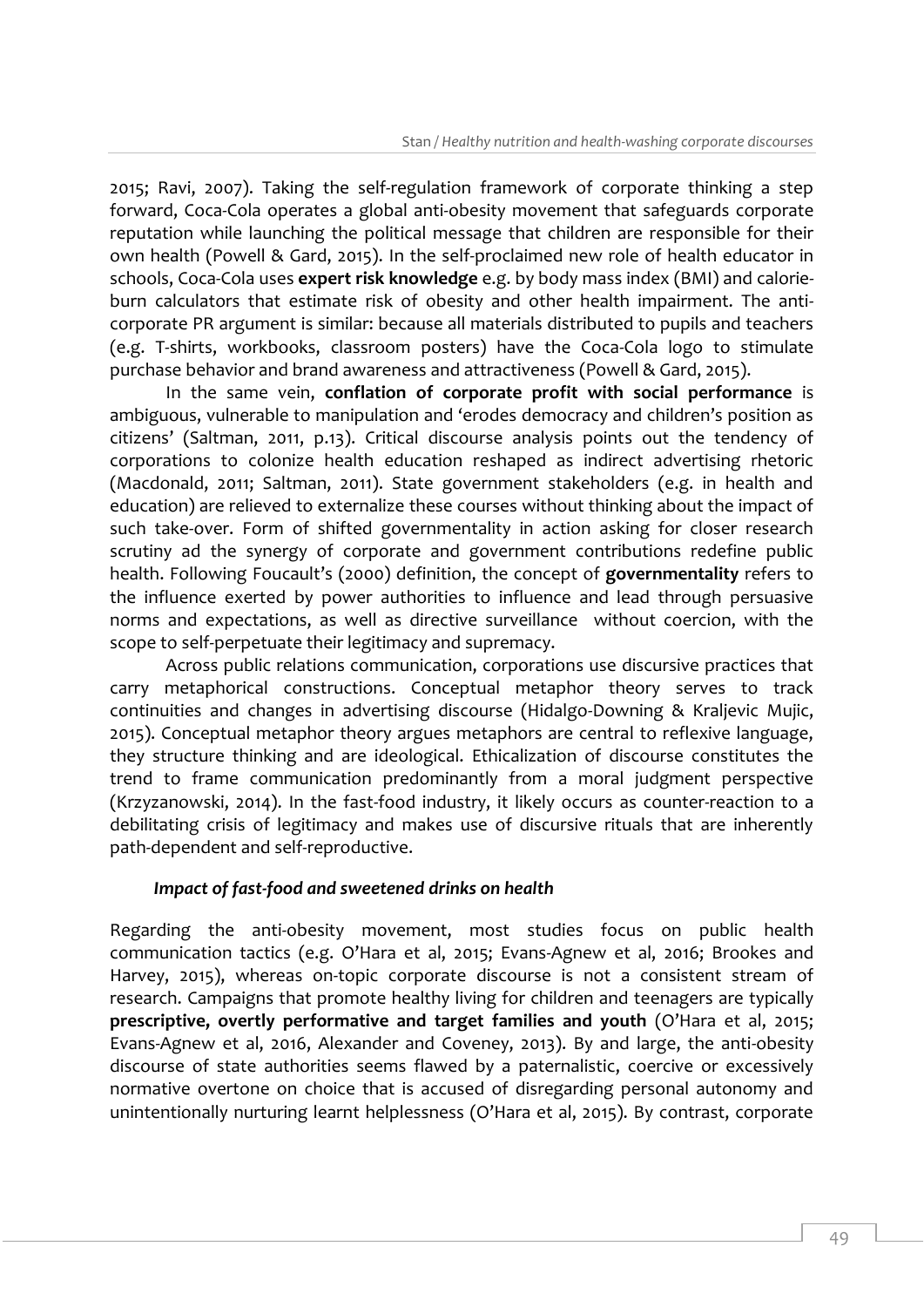2015; Ravi, 2007). Taking the self-regulation framework of corporate thinking a step forward, Coca-Cola operates a global anti-obesity movement that safeguards corporate reputation while launching the political message that children are responsible for their own health (Powell & Gard, 2015). In the self-proclaimed new role of health educator in schools, Coca-Cola uses **expert risk knowledge** e.g. by body mass index (BMI) and calorie-burn calculators that estimate risk of obesity and other health impairment. The anti-corporate PR argument is similar: because all materials distributed to pupils and teachers (e.g. T-shirts, workbooks, classroom posters) have the Coca-Cola logo to stimulate purchase behavior and brand awareness and attractiveness (Powell & Gard, 2015).

In the same vein, **conflation of corporate profit with social performance** is ambiguous, vulnerable to manipulation and 'erodes democracy and children's position as citizens' (Saltman, 2011, p.13). Critical discourse analysis points out the tendency of corporations to colonize health education reshaped as indirect advertising rhetoric (Macdonald, 2011; Saltman, 2011). State government stakeholders (e.g. in health and education) are relieved to externalize these courses without thinking about the impact of such take-over. Form of shifted governmentality in action asking for closer research scrutiny ad the synergy of corporate and government contributions redefine public health. Following Foucault's (2000) definition, the concept of **governmentality** refers to the influence exerted by power authorities to influence and lead through persuasive norms and expectations, as well as directive surveillance without coercion, with the scope to self-perpetuate their legitimacy and supremacy.

Across public relations communication, corporations use discursive practices that carry metaphorical constructions. Conceptual metaphor theory serves to track continuities and changes in advertising discourse (Hidalgo-Downing & Kraljevic Mujic, 2015). Conceptual metaphor theory argues metaphors are central to reflexive language, they structure thinking and are ideological. Ethicalization of discourse constitutes the trend to frame communication predominantly from a moral judgment perspective (Krzyzanowski, 2014). In the fast-food industry, it likely occurs as counter-reaction to a debilitating crisis of legitimacy and makes use of discursive rituals that are inherently path-dependent and self-reproductive.

### *Impact of fast-food and sweetened drinks on health*

Regarding the anti-obesity movement, most studies focus on public health communication tactics (e.g. O'Hara et al, 2015; Evans-Agnew et al, 2016; Brookes and Harvey, 2015), whereas on-topic corporate discourse is not a consistent stream of research. Campaigns that promote healthy living for children and teenagers are typically **prescriptive, overtly performative and target families and youth** (O'Hara et al, 2015; Evans-Agnew et al, 2016, Alexander and Coveney, 2013). By and large, the anti-obesity discourse of state authorities seems flawed by a paternalistic, coercive or excessively normative overtone on choice that is accused of disregarding personal autonomy and unintentionally nurturing learnt helplessness (O'Hara et al, 2015). By contrast, corporate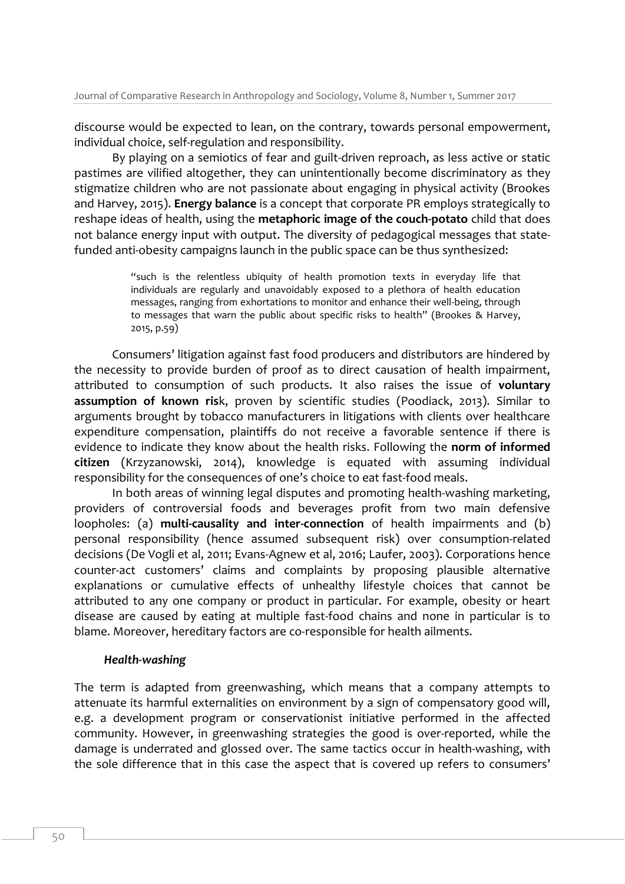discourse would be expected to lean, on the contrary, towards personal empowerment, individual choice, self-regulation and responsibility.

By playing on a semiotics of fear and guilt-driven reproach, as less active or static pastimes are vilified altogether, they can unintentionally become discriminatory as they stigmatize children who are not passionate about engaging in physical activity (Brookes and Harvey, 2015). **Energy balance** is a concept that corporate PR employs strategically to reshape ideas of health, using the **metaphoric image of the couch-potato** child that does not balance energy input with output. The diversity of pedagogical messages that state-funded anti-obesity campaigns launch in the public space can be thus synthesized:

> "such is the relentless ubiquity of health promotion texts in everyday life that individuals are regularly and unavoidably exposed to a plethora of health education messages, ranging from exhortations to monitor and enhance their well-being, through to messages that warn the public about specific risks to health" (Brookes & Harvey, 2015, p.59)

Consumers' litigation against fast food producers and distributors are hindered by the necessity to provide burden of proof as to direct causation of health impairment, attributed to consumption of such products. It also raises the issue of **voluntary assumption of known ris**k, proven by scientific studies (Poodiack, 2013). Similar to arguments brought by tobacco manufacturers in litigations with clients over healthcare expenditure compensation, plaintiffs do not receive a favorable sentence if there is evidence to indicate they know about the health risks. Following the **norm of informed citizen** (Krzyzanowski, 2014), knowledge is equated with assuming individual responsibility for the consequences of one's choice to eat fast-food meals.

In both areas of winning legal disputes and promoting health-washing marketing, providers of controversial foods and beverages profit from two main defensive loopholes: (a) **multi-causality and inter-connection** of health impairments and (b) personal responsibility (hence assumed subsequent risk) over consumption-related decisions (De Vogli et al, 2011; Evans-Agnew et al, 2016; Laufer, 2003). Corporations hence counter-act customers' claims and complaints by proposing plausible alternative explanations or cumulative effects of unhealthy lifestyle choices that cannot be attributed to any one company or product in particular. For example, obesity or heart disease are caused by eating at multiple fast-food chains and none in particular is to blame. Moreover, hereditary factors are co-responsible for health ailments.

### *Health-washing*

The term is adapted from greenwashing, which means that a company attempts to attenuate its harmful externalities on environment by a sign of compensatory good will, e.g. a development program or conservationist initiative performed in the affected community. However, in greenwashing strategies the good is over-reported, while the damage is underrated and glossed over. The same tactics occur in health-washing, with the sole difference that in this case the aspect that is covered up refers to consumers'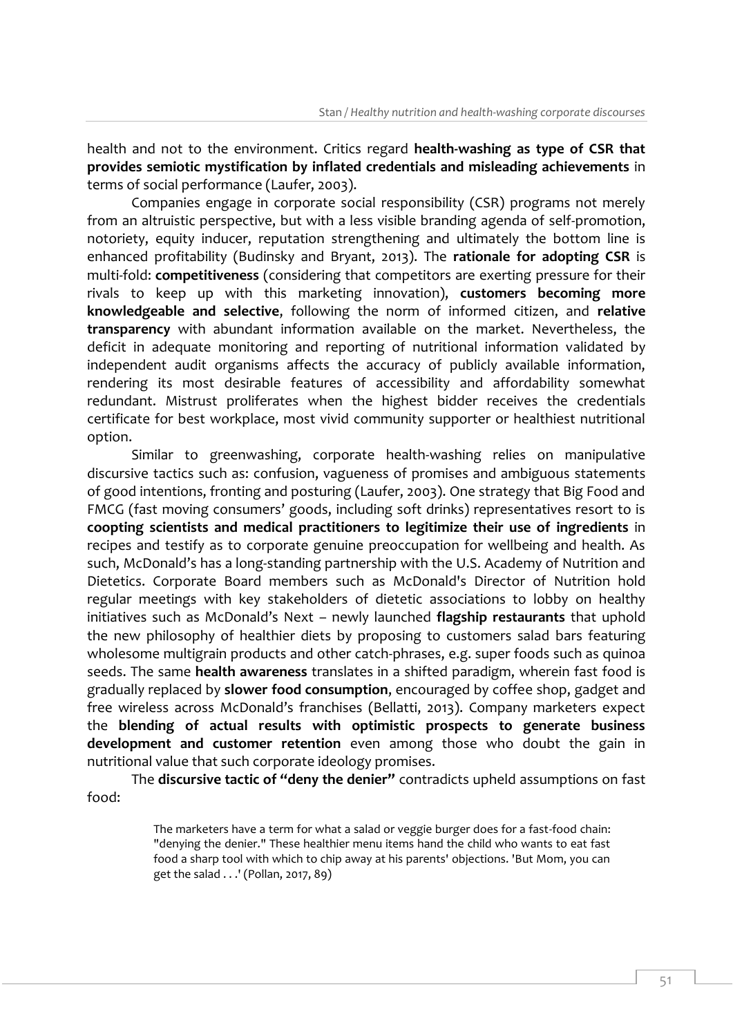health and not to the environment. Critics regard **health-washing as type of CSR that provides semiotic mystification by inflated credentials and misleading achievements** in terms of social performance (Laufer, 2003).

Companies engage in corporate social responsibility (CSR) programs not merely from an altruistic perspective, but with a less visible branding agenda of self-promotion, notoriety, equity inducer, reputation strengthening and ultimately the bottom line is enhanced profitability (Budinsky and Bryant, 2013). The **rationale for adopting CSR** is multi-fold: **competitiveness** (considering that competitors are exerting pressure for their rivals to keep up with this marketing innovation), **customers becoming more knowledgeable and selective**, following the norm of informed citizen, and **relative transparency** with abundant information available on the market. Nevertheless, the deficit in adequate monitoring and reporting of nutritional information validated by independent audit organisms affects the accuracy of publicly available information, rendering its most desirable features of accessibility and affordability somewhat redundant. Mistrust proliferates when the highest bidder receives the credentials certificate for best workplace, most vivid community supporter or healthiest nutritional option.

Similar to greenwashing, corporate health-washing relies on manipulative discursive tactics such as: confusion, vagueness of promises and ambiguous statements of good intentions, fronting and posturing (Laufer, 2003). One strategy that Big Food and FMCG (fast moving consumers' goods, including soft drinks) representatives resort to is **coopting scientists and medical practitioners to legitimize their use of ingredients** in recipes and testify as to corporate genuine preoccupation for wellbeing and health. As such, McDonald's has a long-standing partnership with the U.S. Academy of Nutrition and Dietetics. Corporate Board members such as McDonald's Director of Nutrition hold regular meetings with key stakeholders of dietetic associations to lobby on healthy initiatives such as McDonald's Next – newly launched **flagship restaurants** that uphold the new philosophy of healthier diets by proposing to customers salad bars featuring wholesome multigrain products and other catch-phrases, e.g. super foods such as quinoa seeds. The same **health awareness** translates in a shifted paradigm, wherein fast food is gradually replaced by **slower food consumption**, encouraged by coffee shop, gadget and free wireless across McDonald's franchises (Bellatti, 2013). Company marketers expect the **blending of actual results with optimistic prospects to generate business development and customer retention** even among those who doubt the gain in nutritional value that such corporate ideology promises.

The **discursive tactic of "deny the denier"** contradicts upheld assumptions on fast food:

> The marketers have a term for what a salad or veggie burger does for a fast-food chain: "denying the denier." These healthier menu items hand the child who wants to eat fast food a sharp tool with which to chip away at his parents' objections. 'But Mom, you can get the salad . . .' (Pollan, 2017, 89)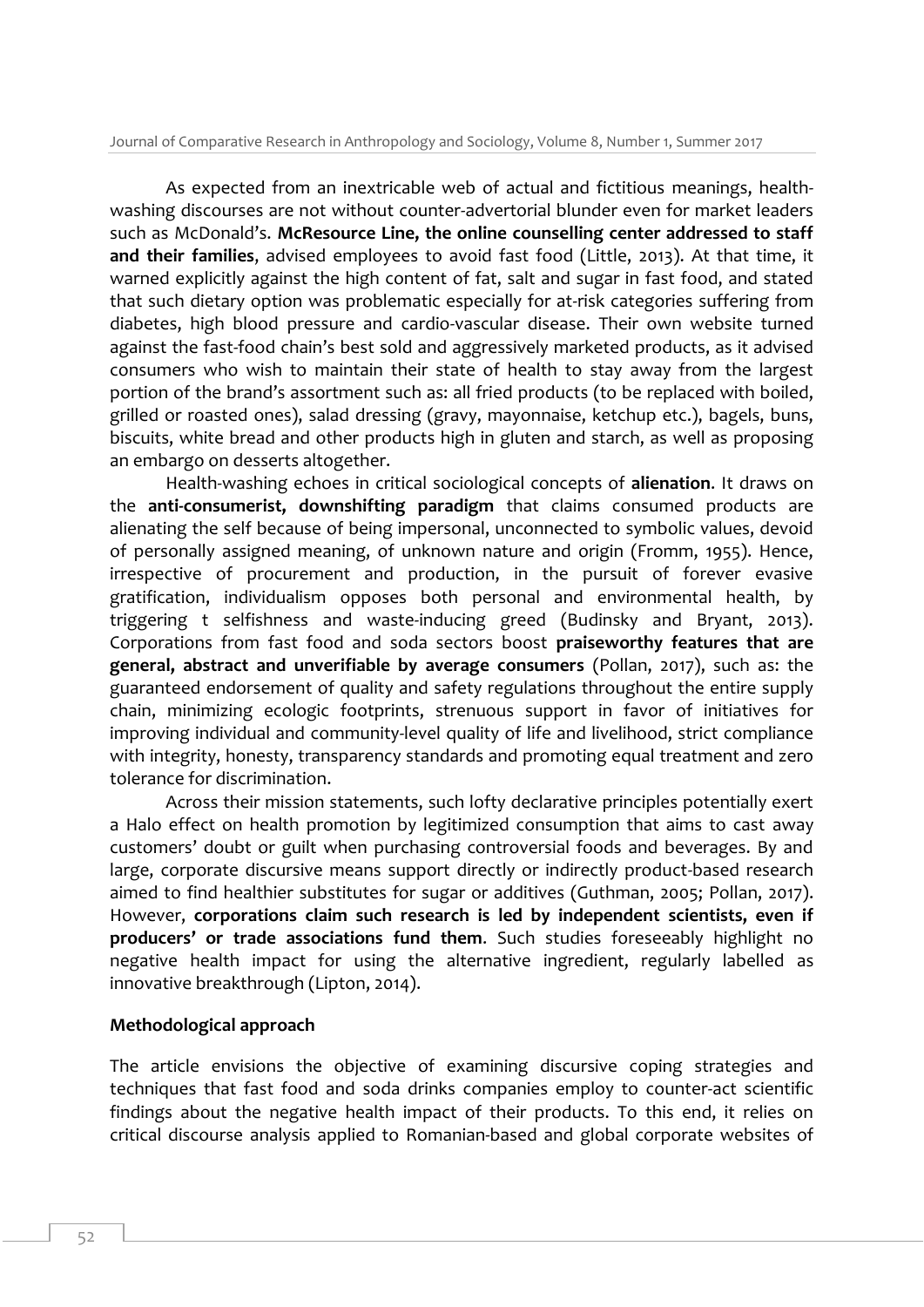As expected from an inextricable web of actual and fictitious meanings, health-washing discourses are not without counter-advertorial blunder even for market leaders such as McDonald's. **McResource Line, the online counselling center addressed to staff and their families**, advised employees to avoid fast food (Little, 2013). At that time, it warned explicitly against the high content of fat, salt and sugar in fast food, and stated that such dietary option was problematic especially for at-risk categories suffering from diabetes, high blood pressure and cardio-vascular disease. Their own website turned against the fast-food chain's best sold and aggressively marketed products, as it advised consumers who wish to maintain their state of health to stay away from the largest portion of the brand's assortment such as: all fried products (to be replaced with boiled, grilled or roasted ones), salad dressing (gravy, mayonnaise, ketchup etc.), bagels, buns, biscuits, white bread and other products high in gluten and starch, as well as proposing an embargo on desserts altogether.

Health-washing echoes in critical sociological concepts of **alienation**. It draws on the **anti-consumerist, downshifting paradigm** that claims consumed products are alienating the self because of being impersonal, unconnected to symbolic values, devoid of personally assigned meaning, of unknown nature and origin (Fromm, 1955). Hence, irrespective of procurement and production, in the pursuit of forever evasive gratification, individualism opposes both personal and environmental health, by triggering t selfishness and waste-inducing greed (Budinsky and Bryant, 2013). Corporations from fast food and soda sectors boost **praiseworthy features that are general, abstract and unverifiable by average consumers** (Pollan, 2017), such as: the guaranteed endorsement of quality and safety regulations throughout the entire supply chain, minimizing ecologic footprints, strenuous support in favor of initiatives for improving individual and community-level quality of life and livelihood, strict compliance with integrity, honesty, transparency standards and promoting equal treatment and zero tolerance for discrimination.

Across their mission statements, such lofty declarative principles potentially exert a Halo effect on health promotion by legitimized consumption that aims to cast away customers' doubt or guilt when purchasing controversial foods and beverages. By and large, corporate discursive means support directly or indirectly product-based research aimed to find healthier substitutes for sugar or additives (Guthman, 2005; Pollan, 2017). However, **corporations claim such research is led by independent scientists, even if producers' or trade associations fund them**. Such studies foreseeably highlight no negative health impact for using the alternative ingredient, regularly labelled as innovative breakthrough (Lipton, 2014).

**Methodological approach**

The article envisions the objective of examining discursive coping strategies and techniques that fast food and soda drinks companies employ to counter-act scientific findings about the negative health impact of their products. To this end, it relies on critical discourse analysis applied to Romanian-based and global corporate websites of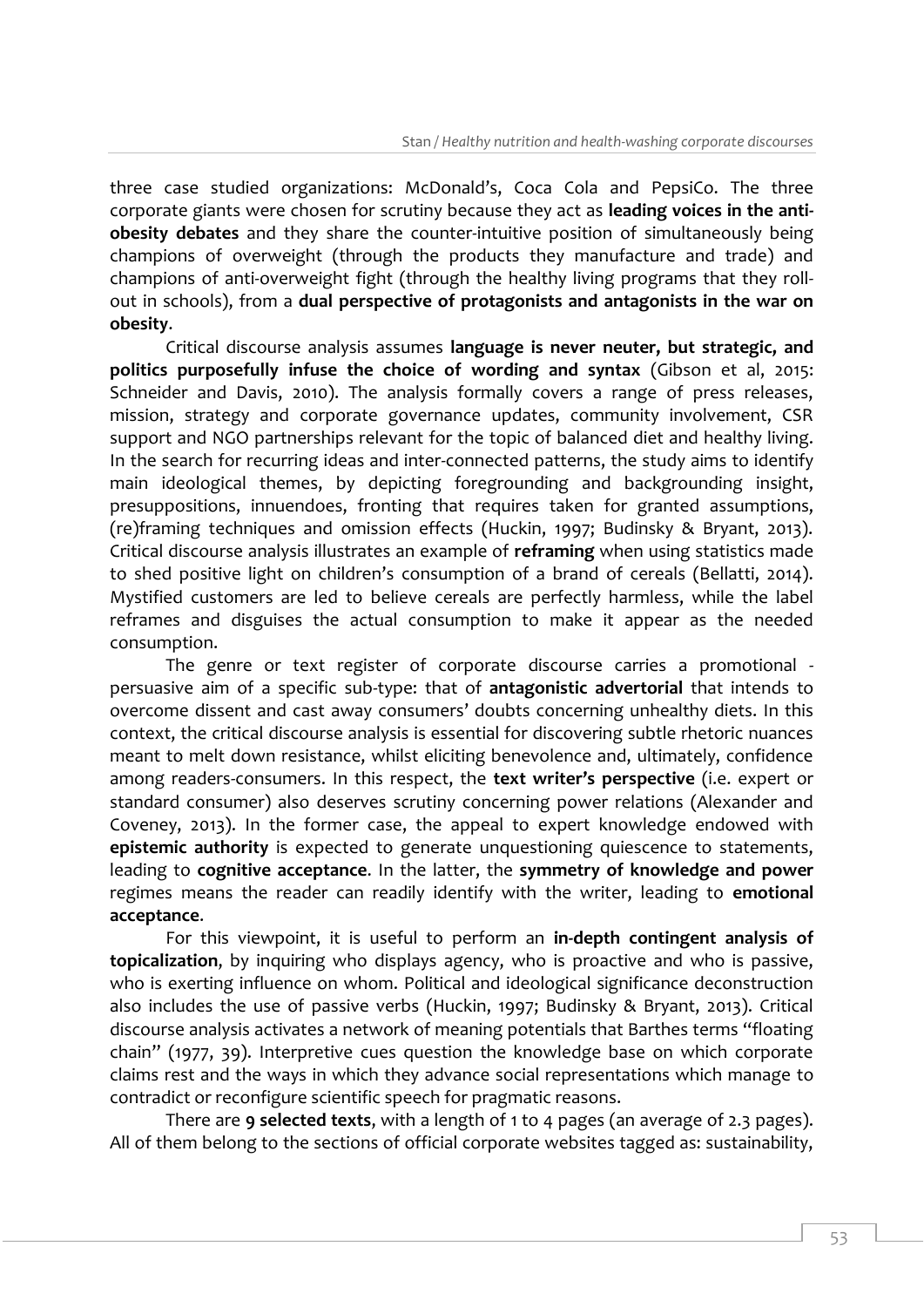three case studied organizations: McDonald's, Coca Cola and PepsiCo. The three corporate giants were chosen for scrutiny because they act as **leading voices in the anti-obesity debates** and they share the counter-intuitive position of simultaneously being champions of overweight (through the products they manufacture and trade) and champions of anti-overweight fight (through the healthy living programs that they roll-out in schools), from a **dual perspective of protagonists and antagonists in the war on obesity**.

Critical discourse analysis assumes **language is never neuter, but strategic, and politics purposefully infuse the choice of wording and syntax** (Gibson et al, 2015: Schneider and Davis, 2010). The analysis formally covers a range of press releases, mission, strategy and corporate governance updates, community involvement, CSR support and NGO partnerships relevant for the topic of balanced diet and healthy living. In the search for recurring ideas and inter-connected patterns, the study aims to identify main ideological themes, by depicting foregrounding and backgrounding insight, presuppositions, innuendoes, fronting that requires taken for granted assumptions, (re)framing techniques and omission effects (Huckin, 1997; Budinsky & Bryant, 2013). Critical discourse analysis illustrates an example of **reframing** when using statistics made to shed positive light on children's consumption of a brand of cereals (Bellatti, 2014). Mystified customers are led to believe cereals are perfectly harmless, while the label reframes and disguises the actual consumption to make it appear as the needed consumption.

The genre or text register of corporate discourse carries a promotional - persuasive aim of a specific sub-type: that of **antagonistic advertorial** that intends to overcome dissent and cast away consumers' doubts concerning unhealthy diets. In this context, the critical discourse analysis is essential for discovering subtle rhetoric nuances meant to melt down resistance, whilst eliciting benevolence and, ultimately, confidence among readers-consumers. In this respect, the **text writer's perspective** (i.e. expert or standard consumer) also deserves scrutiny concerning power relations (Alexander and Coveney, 2013). In the former case, the appeal to expert knowledge endowed with **epistemic authority** is expected to generate unquestioning quiescence to statements, leading to **cognitive acceptance**. In the latter, the **symmetry of knowledge and power** regimes means the reader can readily identify with the writer, leading to **emotional acceptance**.

For this viewpoint, it is useful to perform an **in-depth contingent analysis of topicalization**, by inquiring who displays agency, who is proactive and who is passive, who is exerting influence on whom. Political and ideological significance deconstruction also includes the use of passive verbs (Huckin, 1997; Budinsky & Bryant, 2013). Critical discourse analysis activates a network of meaning potentials that Barthes terms "floating chain" (1977, 39). Interpretive cues question the knowledge base on which corporate claims rest and the ways in which they advance social representations which manage to contradict or reconfigure scientific speech for pragmatic reasons.

There are **9 selected texts**, with a length of 1 to 4 pages (an average of 2.3 pages). All of them belong to the sections of official corporate websites tagged as: sustainability,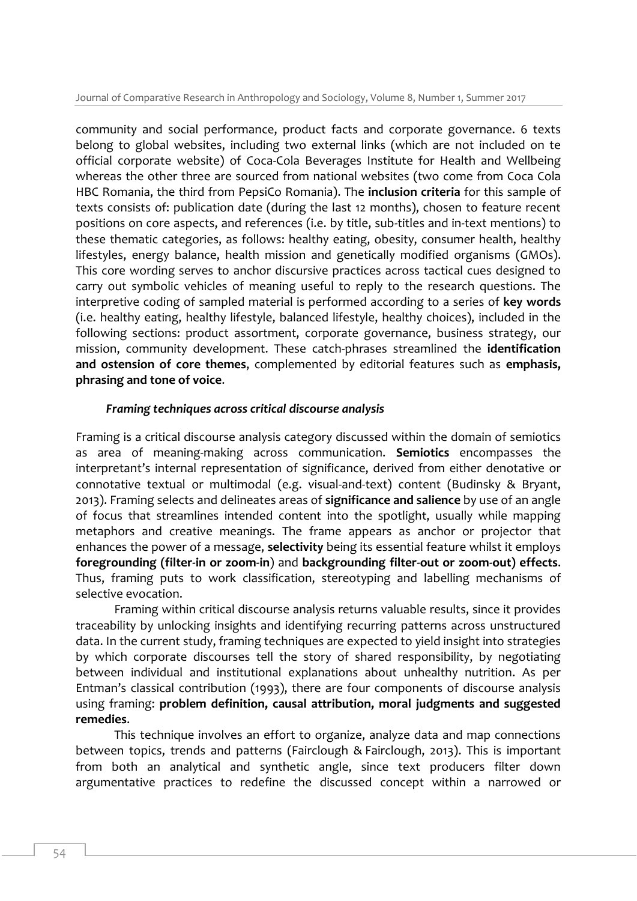community and social performance, product facts and corporate governance. 6 texts belong to global websites, including two external links (which are not included on te official corporate website) of Coca-Cola Beverages Institute for Health and Wellbeing whereas the other three are sourced from national websites (two come from Coca Cola HBC Romania, the third from PepsiCo Romania). The **inclusion criteria** for this sample of texts consists of: publication date (during the last 12 months), chosen to feature recent positions on core aspects, and references (i.e. by title, sub-titles and in-text mentions) to these thematic categories, as follows: healthy eating, obesity, consumer health, healthy lifestyles, energy balance, health mission and genetically modified organisms (GMOs). This core wording serves to anchor discursive practices across tactical cues designed to carry out symbolic vehicles of meaning useful to reply to the research questions. The interpretive coding of sampled material is performed according to a series of **key words** (i.e. healthy eating, healthy lifestyle, balanced lifestyle, healthy choices), included in the following sections: product assortment, corporate governance, business strategy, our mission, community development. These catch-phrases streamlined the **identification and ostension of core themes**, complemented by editorial features such as **emphasis, phrasing and tone of voice**.

### *Framing techniques across critical discourse analysis*

Framing is a critical discourse analysis category discussed within the domain of semiotics as area of meaning-making across communication. **Semiotics** encompasses the interpretant's internal representation of significance, derived from either denotative or connotative textual or multimodal (e.g. visual-and-text) content (Budinsky & Bryant, 2013). Framing selects and delineates areas of **significance and salience** by use of an angle of focus that streamlines intended content into the spotlight, usually while mapping metaphors and creative meanings. The frame appears as anchor or projector that enhances the power of a message, **selectivity** being its essential feature whilst it employs **foregrounding (filter-in or zoom-in**) and **backgrounding filter-out or zoom-out) effects**. Thus, framing puts to work classification, stereotyping and labelling mechanisms of selective evocation.

Framing within critical discourse analysis returns valuable results, since it provides traceability by unlocking insights and identifying recurring patterns across unstructured data. In the current study, framing techniques are expected to yield insight into strategies by which corporate discourses tell the story of shared responsibility, by negotiating between individual and institutional explanations about unhealthy nutrition. As per Entman's classical contribution (1993), there are four components of discourse analysis using framing: **problem definition, causal attribution, moral judgments and suggested remedies**.

This technique involves an effort to organize, analyze data and map connections between topics, trends and patterns (Fairclough & Fairclough, 2013). This is important from both an analytical and synthetic angle, since text producers filter down argumentative practices to redefine the discussed concept within a narrowed or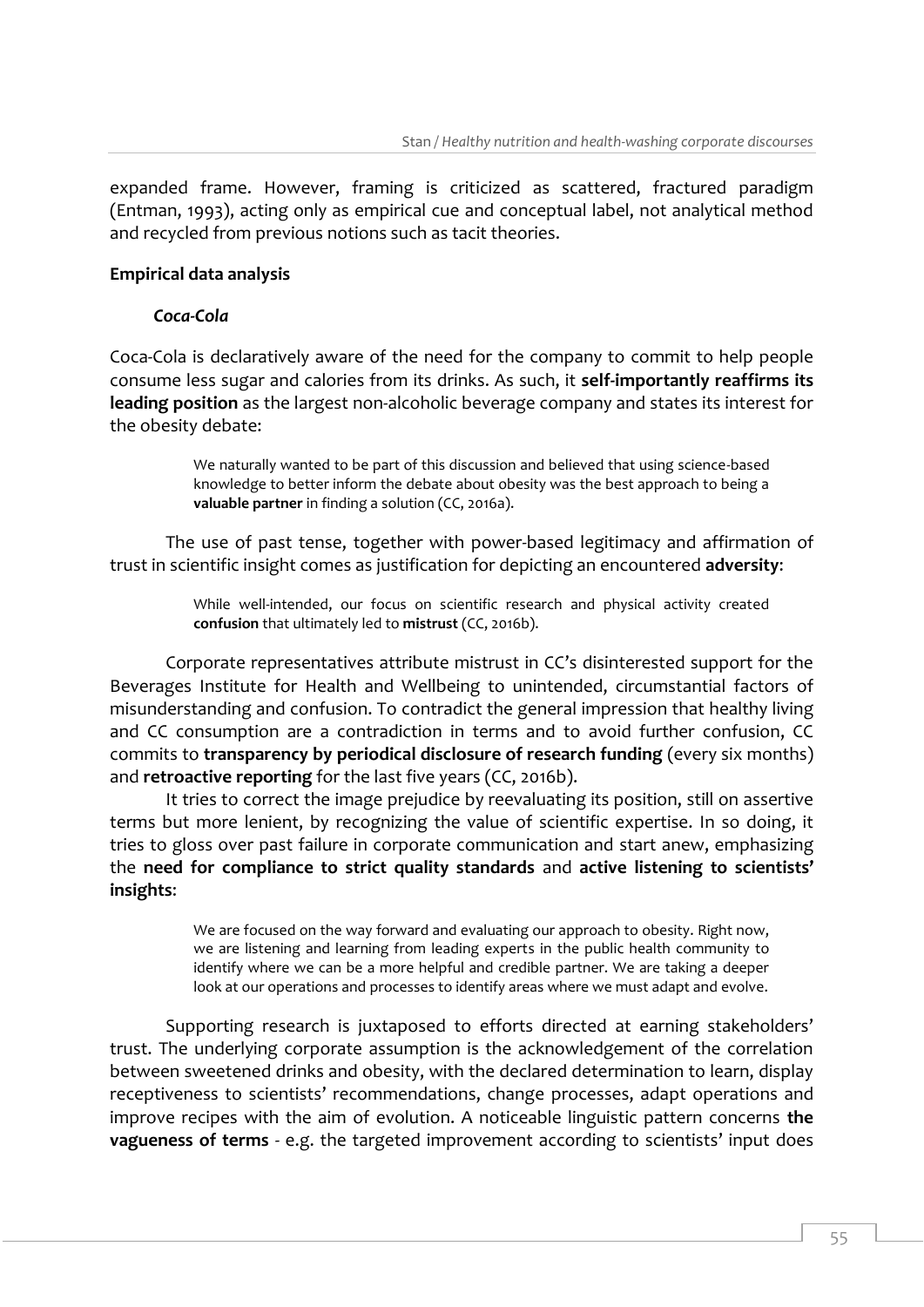expanded frame. However, framing is criticized as scattered, fractured paradigm (Entman, 1993), acting only as empirical cue and conceptual label, not analytical method and recycled from previous notions such as tacit theories.

## Empirical data analysis

### *Coca-Cola*

Coca-Cola is declaratively aware of the need for the company to commit to help people consume less sugar and calories from its drinks. As such, it **self-importantly reaffirms its leading position** as the largest non-alcoholic beverage company and states its interest for the obesity debate:

> We naturally wanted to be part of this discussion and believed that using science-based knowledge to better inform the debate about obesity was the best approach to being a **valuable partner** in finding a solution (CC, 2016a).

The use of past tense, together with power-based legitimacy and affirmation of trust in scientific insight comes as justification for depicting an encountered **adversity**:

> While well-intended, our focus on scientific research and physical activity created **confusion** that ultimately led to **mistrust** (CC, 2016b).

Corporate representatives attribute mistrust in CC's disinterested support for the Beverages Institute for Health and Wellbeing to unintended, circumstantial factors of misunderstanding and confusion. To contradict the general impression that healthy living and CC consumption are a contradiction in terms and to avoid further confusion, CC commits to **transparency by periodical disclosure of research funding** (every six months) and **retroactive reporting** for the last five years (CC, 2016b).

It tries to correct the image prejudice by reevaluating its position, still on assertive terms but more lenient, by recognizing the value of scientific expertise. In so doing, it tries to gloss over past failure in corporate communication and start anew, emphasizing the **need for compliance to strict quality standards** and **active listening to scientists' insights**:

> We are focused on the way forward and evaluating our approach to obesity. Right now, we are listening and learning from leading experts in the public health community to identify where we can be a more helpful and credible partner. We are taking a deeper look at our operations and processes to identify areas where we must adapt and evolve.

Supporting research is juxtaposed to efforts directed at earning stakeholders' trust. The underlying corporate assumption is the acknowledgement of the correlation between sweetened drinks and obesity, with the declared determination to learn, display receptiveness to scientists' recommendations, change processes, adapt operations and improve recipes with the aim of evolution. A noticeable linguistic pattern concerns **the vagueness of terms** - e.g. the targeted improvement according to scientists' input does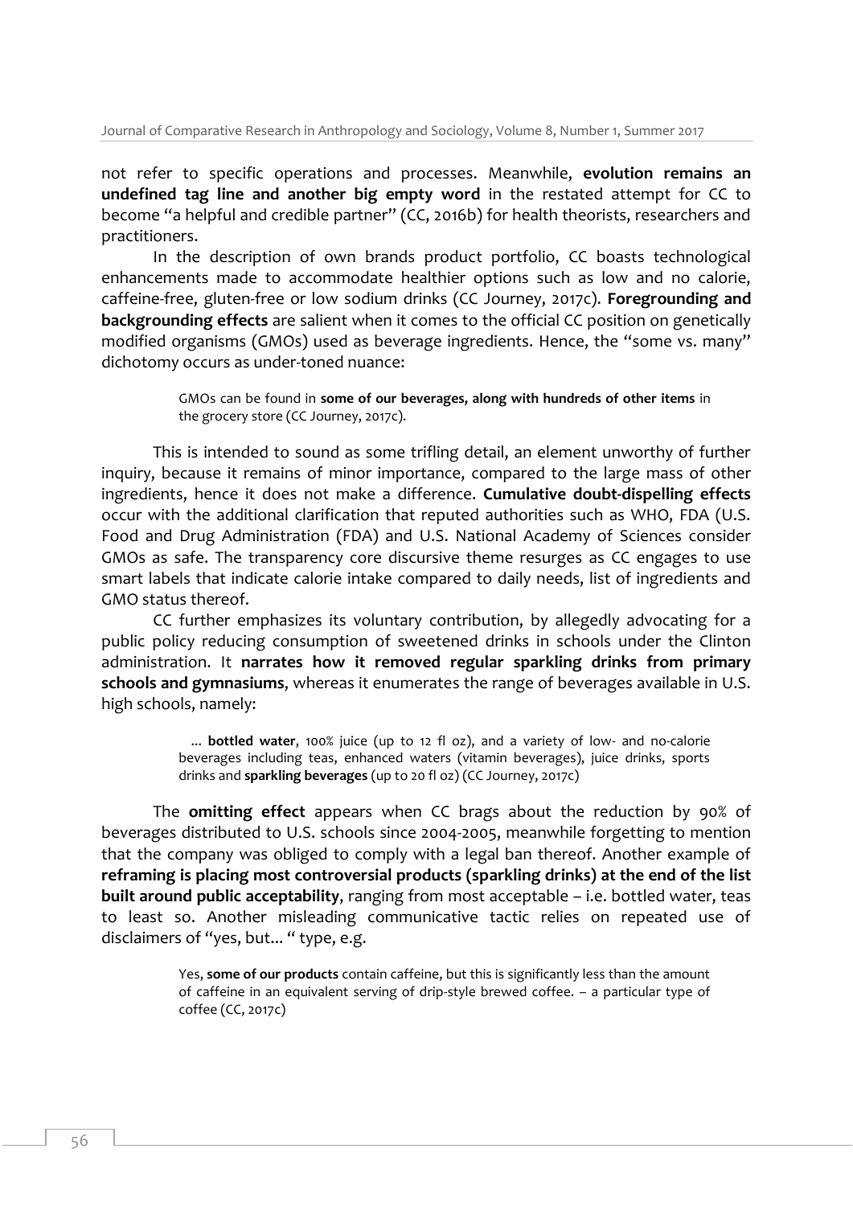not refer to specific operations and processes. Meanwhile, **evolution remains an undefined tag line and another big empty word** in the restated attempt for CC to become "a helpful and credible partner" (CC, 2016b) for health theorists, researchers and practitioners.

In the description of own brands product portfolio, CC boasts technological enhancements made to accommodate healthier options such as low and no calorie, caffeine-free, gluten-free or low sodium drinks (CC Journey, 2017c). **Foregrounding and backgrounding effects** are salient when it comes to the official CC position on genetically modified organisms (GMOs) used as beverage ingredients. Hence, the "some vs. many" dichotomy occurs as under-toned nuance:

> GMOs can be found in **some of our beverages, along with hundreds of other items** in the grocery store (CC Journey, 2017c).

This is intended to sound as some trifling detail, an element unworthy of further inquiry, because it remains of minor importance, compared to the large mass of other ingredients, hence it does not make a difference. **Cumulative doubt-dispelling effects** occur with the additional clarification that reputed authorities such as WHO, FDA (U.S. Food and Drug Administration (FDA) and U.S. National Academy of Sciences consider GMOs as safe. The transparency core discursive theme resurges as CC engages to use smart labels that indicate calorie intake compared to daily needs, list of ingredients and GMO status thereof.

CC further emphasizes its voluntary contribution, by allegedly advocating for a public policy reducing consumption of sweetened drinks in schools under the Clinton administration. It **narrates how it removed regular sparkling drinks from primary schools and gymnasiums**, whereas it enumerates the range of beverages available in U.S. high schools, namely:

> ... **bottled water**, 100% juice (up to 12 fl oz), and a variety of low- and no-calorie beverages including teas, enhanced waters (vitamin beverages), juice drinks, sports drinks and **sparkling beverages** (up to 20 fl oz) (CC Journey, 2017c)

The **omitting effect** appears when CC brags about the reduction by 90% of beverages distributed to U.S. schools since 2004-2005, meanwhile forgetting to mention that the company was obliged to comply with a legal ban thereof. Another example of **reframing is placing most controversial products (sparkling drinks) at the end of the list built around public acceptability**, ranging from most acceptable – i.e. bottled water, teas to least so. Another misleading communicative tactic relies on repeated use of disclaimers of "yes, but... " type, e.g.

> Yes, **some of our products** contain caffeine, but this is significantly less than the amount of caffeine in an equivalent serving of drip-style brewed coffee. – a particular type of coffee (CC, 2017c)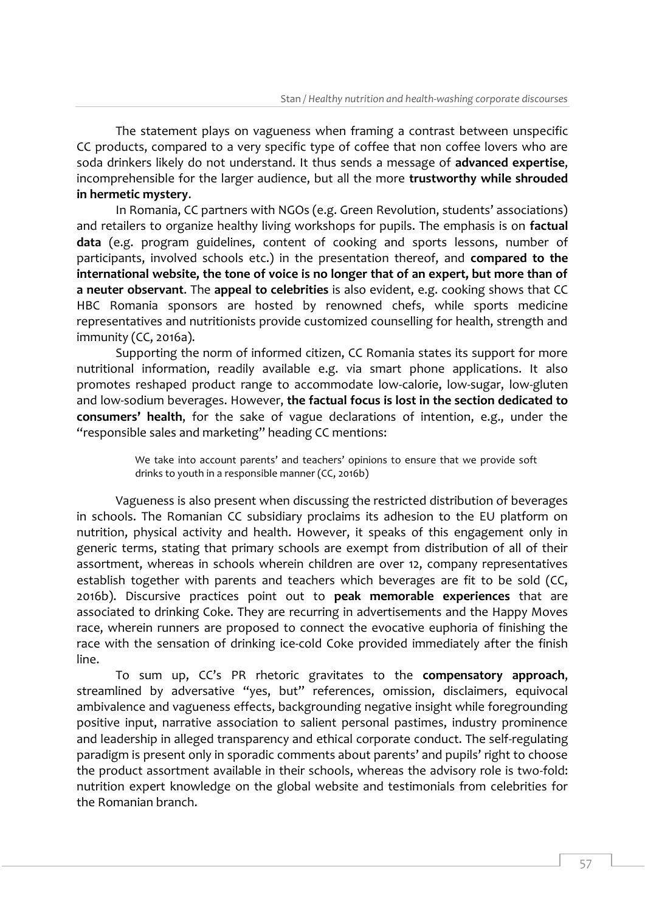The statement plays on vagueness when framing a contrast between unspecific CC products, compared to a very specific type of coffee that non coffee lovers who are soda drinkers likely do not understand. It thus sends a message of **advanced expertise**, incomprehensible for the larger audience, but all the more **trustworthy while shrouded in hermetic mystery**.

In Romania, CC partners with NGOs (e.g. Green Revolution, students' associations) and retailers to organize healthy living workshops for pupils. The emphasis is on **factual data** (e.g. program guidelines, content of cooking and sports lessons, number of participants, involved schools etc.) in the presentation thereof, and **compared to the international website, the tone of voice is no longer that of an expert, but more than of a neuter observant**. The **appeal to celebrities** is also evident, e.g. cooking shows that CC HBC Romania sponsors are hosted by renowned chefs, while sports medicine representatives and nutritionists provide customized counselling for health, strength and immunity (CC, 2016a).

Supporting the norm of informed citizen, CC Romania states its support for more nutritional information, readily available e.g. via smart phone applications. It also promotes reshaped product range to accommodate low-calorie, low-sugar, low-gluten and low-sodium beverages. However, **the factual focus is lost in the section dedicated to consumers' health**, for the sake of vague declarations of intention, e.g., under the "responsible sales and marketing" heading CC mentions:

> We take into account parents' and teachers' opinions to ensure that we provide soft drinks to youth in a responsible manner (CC, 2016b)

Vagueness is also present when discussing the restricted distribution of beverages in schools. The Romanian CC subsidiary proclaims its adhesion to the EU platform on nutrition, physical activity and health. However, it speaks of this engagement only in generic terms, stating that primary schools are exempt from distribution of all of their assortment, whereas in schools wherein children are over 12, company representatives establish together with parents and teachers which beverages are fit to be sold (CC, 2016b). Discursive practices point out to **peak memorable experiences** that are associated to drinking Coke. They are recurring in advertisements and the Happy Moves race, wherein runners are proposed to connect the evocative euphoria of finishing the race with the sensation of drinking ice-cold Coke provided immediately after the finish line.

To sum up, CC's PR rhetoric gravitates to the **compensatory approach**, streamlined by adversative "yes, but" references, omission, disclaimers, equivocal ambivalence and vagueness effects, backgrounding negative insight while foregrounding positive input, narrative association to salient personal pastimes, industry prominence and leadership in alleged transparency and ethical corporate conduct. The self-regulating paradigm is present only in sporadic comments about parents' and pupils' right to choose the product assortment available in their schools, whereas the advisory role is two-fold: nutrition expert knowledge on the global website and testimonials from celebrities for the Romanian branch.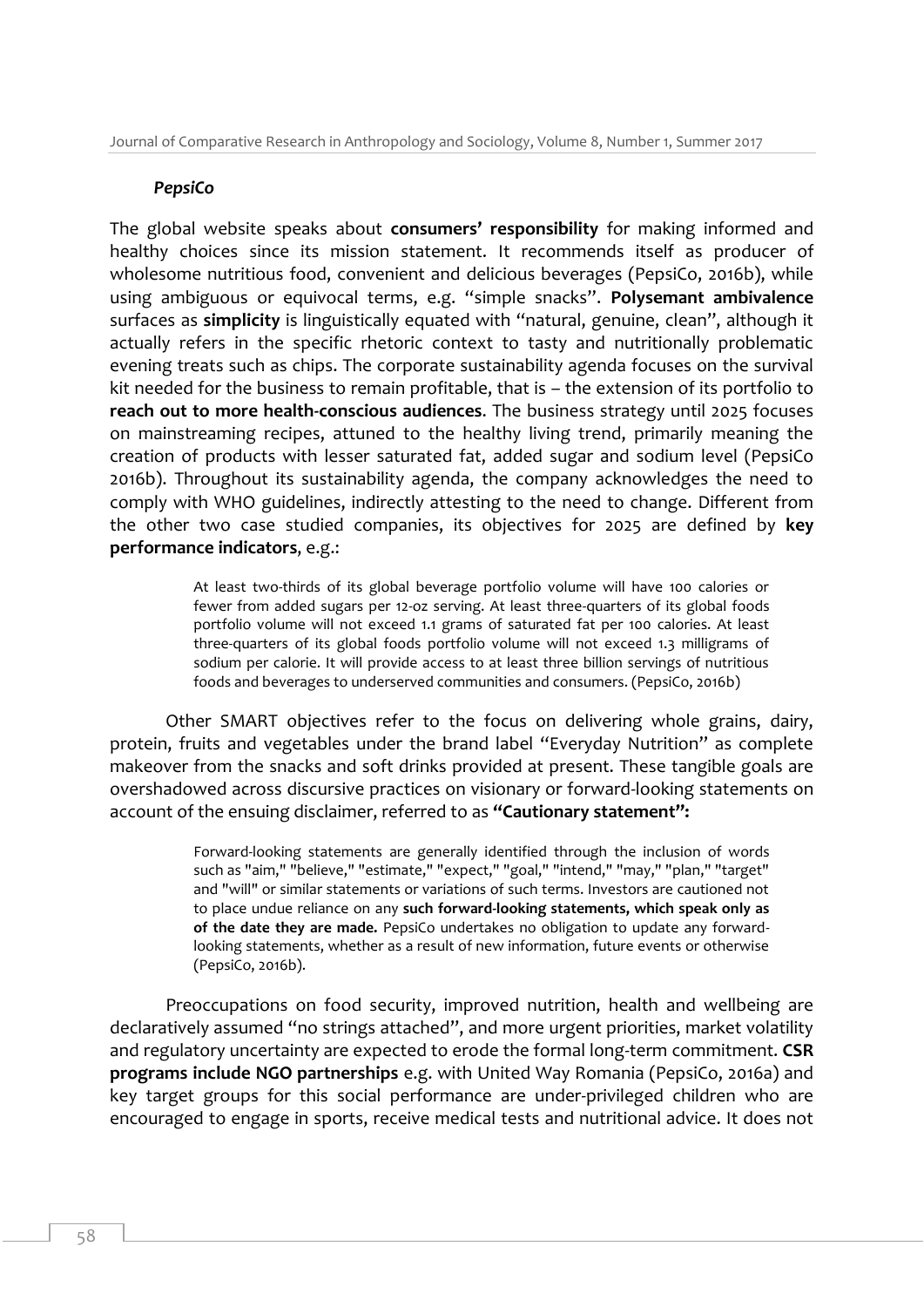***PepsiCo***

The global website speaks about **consumers' responsibility** for making informed and healthy choices since its mission statement. It recommends itself as producer of wholesome nutritious food, convenient and delicious beverages (PepsiCo, 2016b), while using ambiguous or equivocal terms, e.g. "simple snacks". **Polysemant ambivalence** surfaces as **simplicity** is linguistically equated with "natural, genuine, clean", although it actually refers in the specific rhetoric context to tasty and nutritionally problematic evening treats such as chips. The corporate sustainability agenda focuses on the survival kit needed for the business to remain profitable, that is – the extension of its portfolio to **reach out to more health-conscious audiences**. The business strategy until 2025 focuses on mainstreaming recipes, attuned to the healthy living trend, primarily meaning the creation of products with lesser saturated fat, added sugar and sodium level (PepsiCo 2016b). Throughout its sustainability agenda, the company acknowledges the need to comply with WHO guidelines, indirectly attesting to the need to change. Different from the other two case studied companies, its objectives for 2025 are defined by **key performance indicators**, e.g.:

> At least two-thirds of its global beverage portfolio volume will have 100 calories or fewer from added sugars per 12-oz serving. At least three-quarters of its global foods portfolio volume will not exceed 1.1 grams of saturated fat per 100 calories. At least three-quarters of its global foods portfolio volume will not exceed 1.3 milligrams of sodium per calorie. It will provide access to at least three billion servings of nutritious foods and beverages to underserved communities and consumers. (PepsiCo, 2016b)

Other SMART objectives refer to the focus on delivering whole grains, dairy, protein, fruits and vegetables under the brand label "Everyday Nutrition" as complete makeover from the snacks and soft drinks provided at present. These tangible goals are overshadowed across discursive practices on visionary or forward-looking statements on account of the ensuing disclaimer, referred to as **"Cautionary statement":**

> Forward-looking statements are generally identified through the inclusion of words such as "aim," "believe," "estimate," "expect," "goal," "intend," "may," "plan," "target" and "will" or similar statements or variations of such terms. Investors are cautioned not to place undue reliance on any **such forward-looking statements, which speak only as of the date they are made.** PepsiCo undertakes no obligation to update any forward-looking statements, whether as a result of new information, future events or otherwise (PepsiCo, 2016b).

Preoccupations on food security, improved nutrition, health and wellbeing are declaratively assumed "no strings attached", and more urgent priorities, market volatility and regulatory uncertainty are expected to erode the formal long-term commitment. **CSR programs include NGO partnerships** e.g. with United Way Romania (PepsiCo, 2016a) and key target groups for this social performance are under-privileged children who are encouraged to engage in sports, receive medical tests and nutritional advice. It does not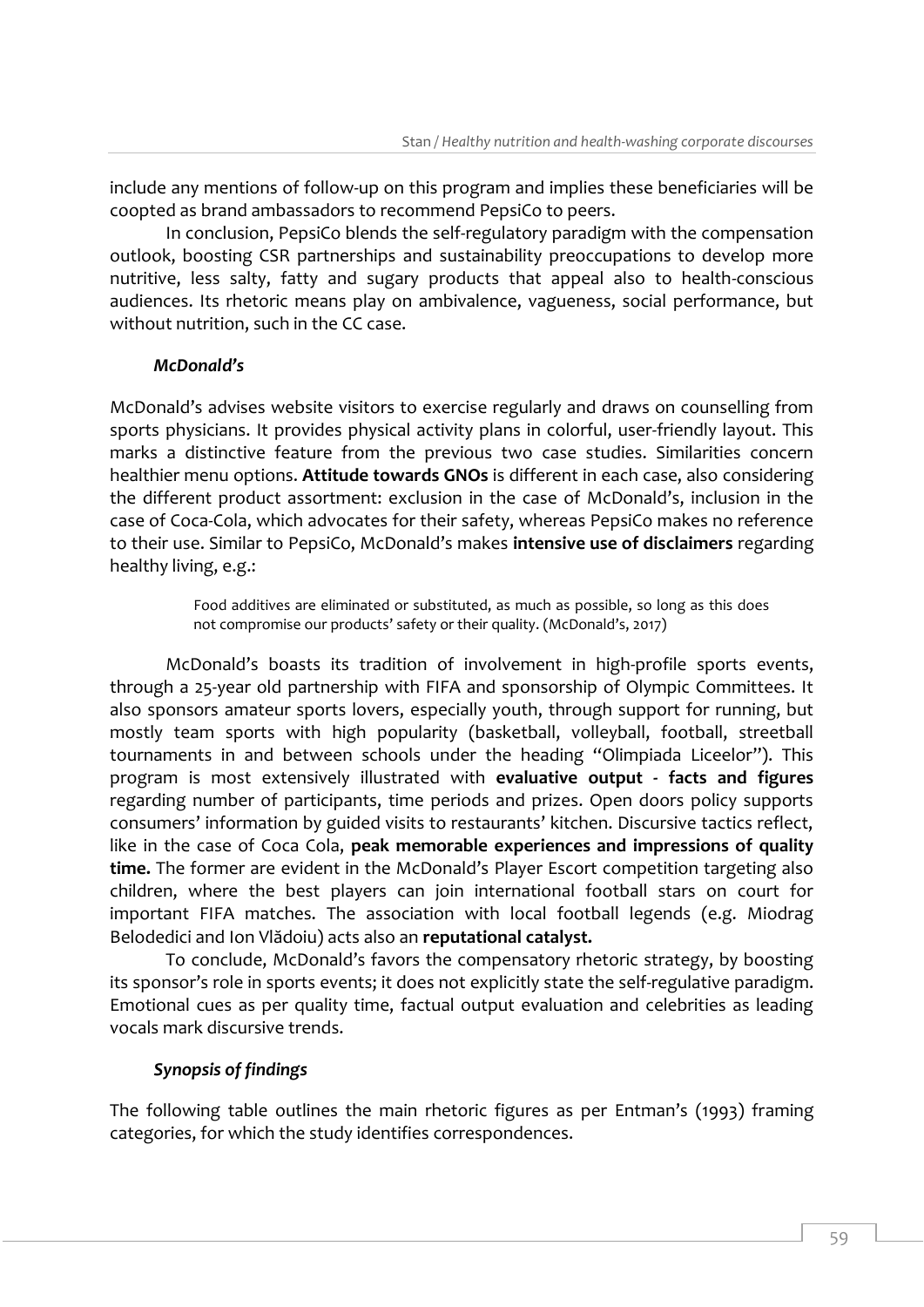include any mentions of follow-up on this program and implies these beneficiaries will be coopted as brand ambassadors to recommend PepsiCo to peers.

In conclusion, PepsiCo blends the self-regulatory paradigm with the compensation outlook, boosting CSR partnerships and sustainability preoccupations to develop more nutritive, less salty, fatty and sugary products that appeal also to health-conscious audiences. Its rhetoric means play on ambivalence, vagueness, social performance, but without nutrition, such in the CC case.

### *McDonald's*

McDonald's advises website visitors to exercise regularly and draws on counselling from sports physicians. It provides physical activity plans in colorful, user-friendly layout. This marks a distinctive feature from the previous two case studies. Similarities concern healthier menu options. **Attitude towards GNOs** is different in each case, also considering the different product assortment: exclusion in the case of McDonald's, inclusion in the case of Coca-Cola, which advocates for their safety, whereas PepsiCo makes no reference to their use. Similar to PepsiCo, McDonald's makes **intensive use of disclaimers** regarding healthy living, e.g.:

> Food additives are eliminated or substituted, as much as possible, so long as this does not compromise our products' safety or their quality. (McDonald's, 2017)

McDonald's boasts its tradition of involvement in high-profile sports events, through a 25-year old partnership with FIFA and sponsorship of Olympic Committees. It also sponsors amateur sports lovers, especially youth, through support for running, but mostly team sports with high popularity (basketball, volleyball, football, streetball tournaments in and between schools under the heading "Olimpiada Liceelor"). This program is most extensively illustrated with **evaluative output - facts and figures** regarding number of participants, time periods and prizes. Open doors policy supports consumers' information by guided visits to restaurants' kitchen. Discursive tactics reflect, like in the case of Coca Cola, **peak memorable experiences and impressions of quality time.** The former are evident in the McDonald's Player Escort competition targeting also children, where the best players can join international football stars on court for important FIFA matches. The association with local football legends (e.g. Miodrag Belodedici and Ion Vlădoiu) acts also an **reputational catalyst.**

To conclude, McDonald's favors the compensatory rhetoric strategy, by boosting its sponsor's role in sports events; it does not explicitly state the self-regulative paradigm. Emotional cues as per quality time, factual output evaluation and celebrities as leading vocals mark discursive trends.

### *Synopsis of findings*

The following table outlines the main rhetoric figures as per Entman's (1993) framing categories, for which the study identifies correspondences.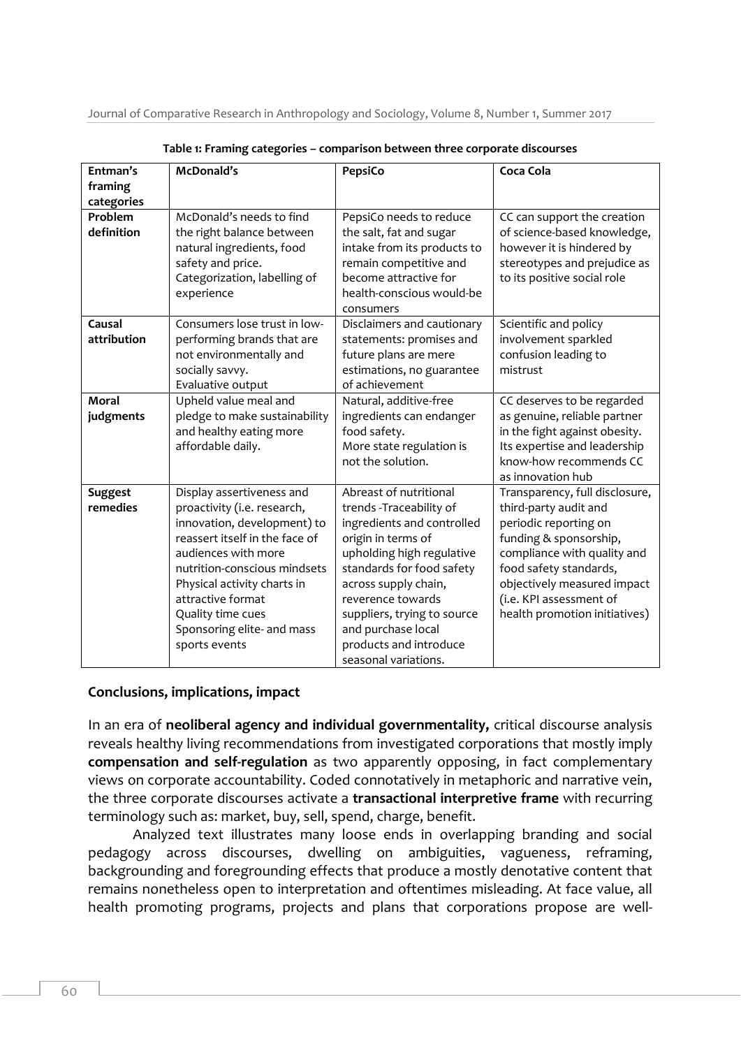**Table 1: Framing categories – comparison between three corporate discourses**

| Entman's framing categories | McDonald's | PepsiCo | Coca Cola |
|---|---|---|---|
| **Problem definition** | McDonald's needs to find the right balance between natural ingredients, food safety and price. Categorization, labelling of experience | PepsiCo needs to reduce the salt, fat and sugar intake from its products to remain competitive and become attractive for health-conscious would-be consumers | CC can support the creation of science-based knowledge, however it is hindered by stereotypes and prejudice as to its positive social role |
| **Causal attribution** | Consumers lose trust in low-performing brands that are not environmentally and socially savvy. Evaluative output | Disclaimers and cautionary statements: promises and future plans are mere estimations, no guarantee of achievement | Scientific and policy involvement sparkled confusion leading to mistrust |
| **Moral judgments** | Upheld value meal and pledge to make sustainability and healthy eating more affordable daily. | Natural, additive-free ingredients can endanger food safety. More state regulation is not the solution. | CC deserves to be regarded as genuine, reliable partner in the fight against obesity. Its expertise and leadership know-how recommends CC as innovation hub |
| **Suggest remedies** | Display assertiveness and proactivity (i.e. research, innovation, development) to reassert itself in the face of audiences with more nutrition-conscious mindsets Physical activity charts in attractive format Quality time cues Sponsoring elite- and mass sports events | Abreast of nutritional trends -Traceability of ingredients and controlled origin in terms of upholding high regulative standards for food safety across supply chain, reverence towards suppliers, trying to source and purchase local products and introduce seasonal variations. | Transparency, full disclosure, third-party audit and periodic reporting on funding & sponsorship, compliance with quality and food safety standards, objectively measured impact (i.e. KPI assessment of health promotion initiatives) |

## Conclusions, implications, impact

In an era of **neoliberal agency and individual governmentality,** critical discourse analysis reveals healthy living recommendations from investigated corporations that mostly imply **compensation and self-regulation** as two apparently opposing, in fact complementary views on corporate accountability. Coded connotatively in metaphoric and narrative vein, the three corporate discourses activate a **transactional interpretive frame** with recurring terminology such as: market, buy, sell, spend, charge, benefit.

Analyzed text illustrates many loose ends in overlapping branding and social pedagogy across discourses, dwelling on ambiguities, vagueness, reframing, backgrounding and foregrounding effects that produce a mostly denotative content that remains nonetheless open to interpretation and oftentimes misleading. At face value, all health promoting programs, projects and plans that corporations propose are well-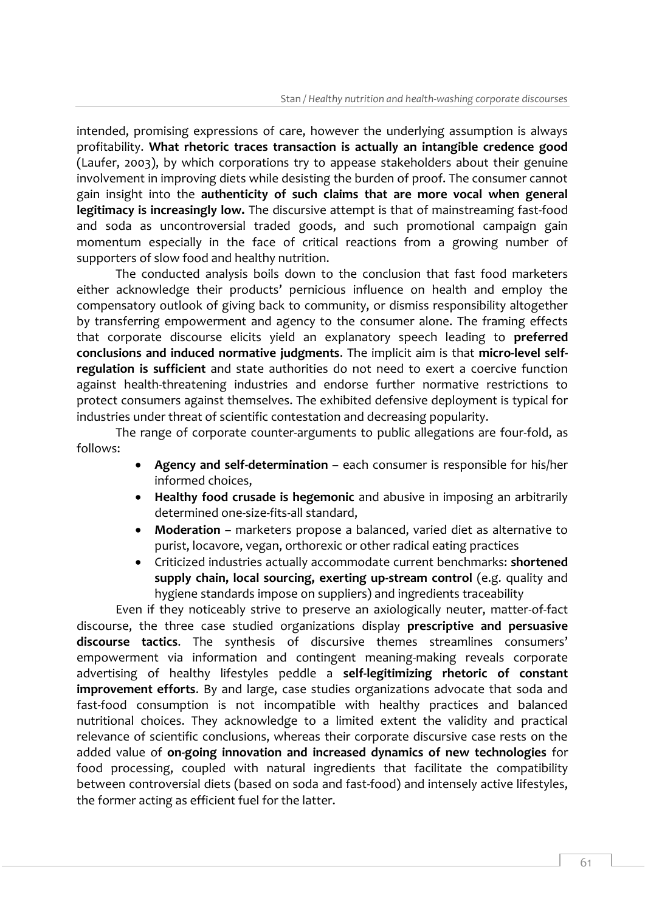intended, promising expressions of care, however the underlying assumption is always profitability. **What rhetoric traces transaction is actually an intangible credence good** (Laufer, 2003), by which corporations try to appease stakeholders about their genuine involvement in improving diets while desisting the burden of proof. The consumer cannot gain insight into the **authenticity of such claims that are more vocal when general legitimacy is increasingly low.** The discursive attempt is that of mainstreaming fast-food and soda as uncontroversial traded goods, and such promotional campaign gain momentum especially in the face of critical reactions from a growing number of supporters of slow food and healthy nutrition.

The conducted analysis boils down to the conclusion that fast food marketers either acknowledge their products' pernicious influence on health and employ the compensatory outlook of giving back to community, or dismiss responsibility altogether by transferring empowerment and agency to the consumer alone. The framing effects that corporate discourse elicits yield an explanatory speech leading to **preferred conclusions and induced normative judgments**. The implicit aim is that **micro-level self-regulation is sufficient** and state authorities do not need to exert a coercive function against health-threatening industries and endorse further normative restrictions to protect consumers against themselves. The exhibited defensive deployment is typical for industries under threat of scientific contestation and decreasing popularity.

The range of corporate counter-arguments to public allegations are four-fold, as follows:

- **Agency and self-determination** – each consumer is responsible for his/her informed choices,
- **Healthy food crusade is hegemonic** and abusive in imposing an arbitrarily determined one-size-fits-all standard,
- **Moderation** – marketers propose a balanced, varied diet as alternative to purist, locavore, vegan, orthorexic or other radical eating practices
- Criticized industries actually accommodate current benchmarks: **shortened supply chain, local sourcing, exerting up-stream control** (e.g. quality and hygiene standards impose on suppliers) and ingredients traceability

Even if they noticeably strive to preserve an axiologically neuter, matter-of-fact discourse, the three case studied organizations display **prescriptive and persuasive discourse tactics**. The synthesis of discursive themes streamlines consumers' empowerment via information and contingent meaning-making reveals corporate advertising of healthy lifestyles peddle a **self-legitimizing rhetoric of constant improvement efforts**. By and large, case studies organizations advocate that soda and fast-food consumption is not incompatible with healthy practices and balanced nutritional choices. They acknowledge to a limited extent the validity and practical relevance of scientific conclusions, whereas their corporate discursive case rests on the added value of **on-going innovation and increased dynamics of new technologies** for food processing, coupled with natural ingredients that facilitate the compatibility between controversial diets (based on soda and fast-food) and intensely active lifestyles, the former acting as efficient fuel for the latter.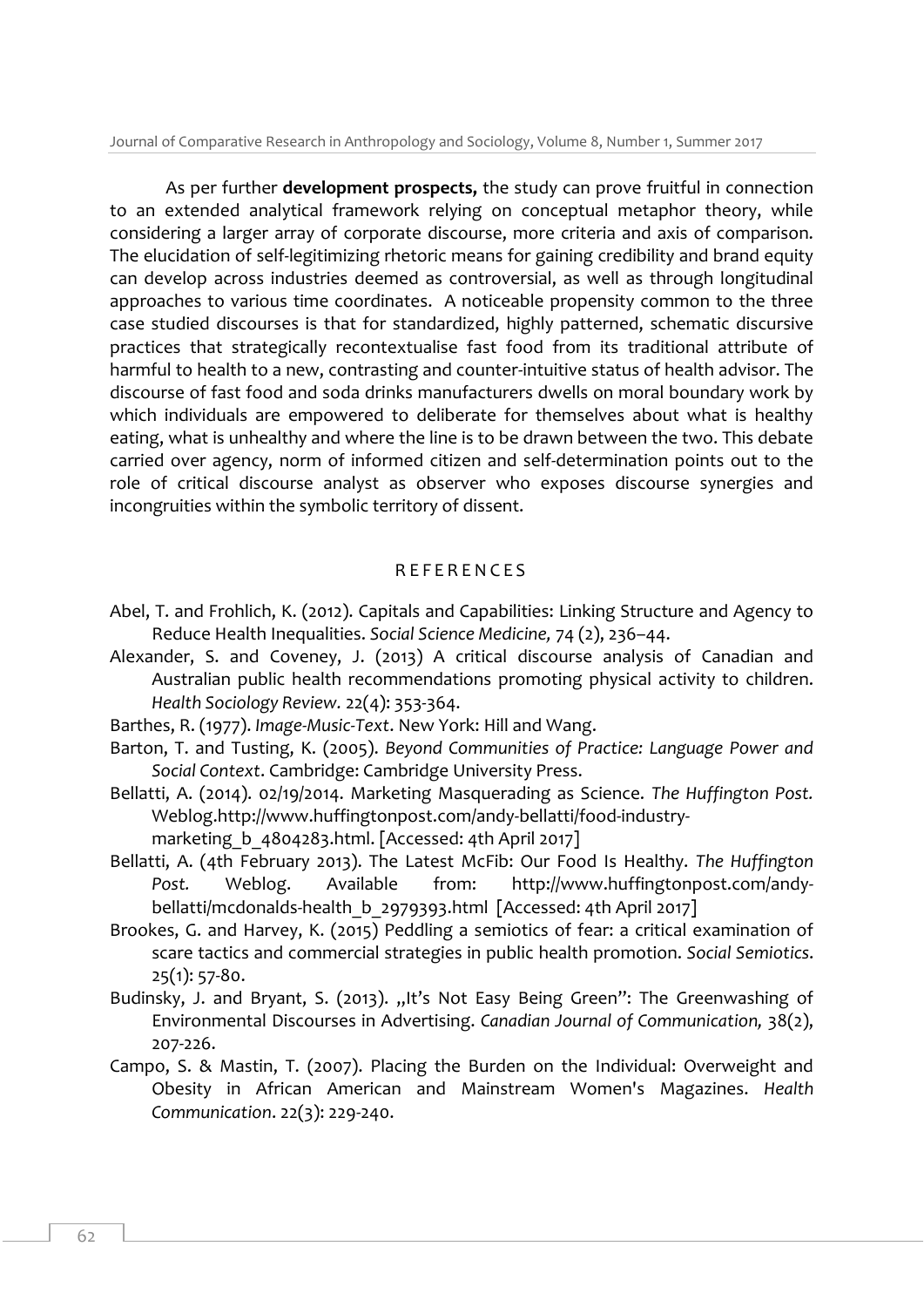As per further **development prospects,** the study can prove fruitful in connection to an extended analytical framework relying on conceptual metaphor theory, while considering a larger array of corporate discourse, more criteria and axis of comparison. The elucidation of self-legitimizing rhetoric means for gaining credibility and brand equity can develop across industries deemed as controversial, as well as through longitudinal approaches to various time coordinates. A noticeable propensity common to the three case studied discourses is that for standardized, highly patterned, schematic discursive practices that strategically recontextualise fast food from its traditional attribute of harmful to health to a new, contrasting and counter-intuitive status of health advisor. The discourse of fast food and soda drinks manufacturers dwells on moral boundary work by which individuals are empowered to deliberate for themselves about what is healthy eating, what is unhealthy and where the line is to be drawn between the two. This debate carried over agency, norm of informed citizen and self-determination points out to the role of critical discourse analyst as observer who exposes discourse synergies and incongruities within the symbolic territory of dissent.

## REFERENCES

Abel, T. and Frohlich, K. (2012). Capitals and Capabilities: Linking Structure and Agency to Reduce Health Inequalities. *Social Science Medicine,* 74 (2), 236–44.

Alexander, S. and Coveney, J. (2013) A critical discourse analysis of Canadian and Australian public health recommendations promoting physical activity to children. *Health Sociology Review.* 22(4): 353-364.

Barthes, R. (1977). *Image-Music-Text*. New York: Hill and Wang.

Barton, T. and Tusting, K. (2005). *Beyond Communities of Practice: Language Power and Social Context*. Cambridge: Cambridge University Press.

Bellatti, A. (2014). 02/19/2014. Marketing Masquerading as Science. *The Huffington Post.* Weblog.http://www.huffingtonpost.com/andy-bellatti/food-industry-marketing_b_4804283.html. [Accessed: 4th April 2017]

Bellatti, A. (4th February 2013). The Latest McFib: Our Food Is Healthy. *The Huffington Post.* Weblog. Available from: http://www.huffingtonpost.com/andy-bellatti/mcdonalds-health_b_2979393.html [Accessed: 4th April 2017]

Brookes, G. and Harvey, K. (2015) Peddling a semiotics of fear: a critical examination of scare tactics and commercial strategies in public health promotion. *Social Semiotics*. 25(1): 57-80.

Budinsky, J. and Bryant, S. (2013). „It's Not Easy Being Green": The Greenwashing of Environmental Discourses in Advertising. *Canadian Journal of Communication,* 38(2), 207-226.

Campo, S. & Mastin, T. (2007). Placing the Burden on the Individual: Overweight and Obesity in African American and Mainstream Women's Magazines. *Health Communication*. 22(3): 229-240.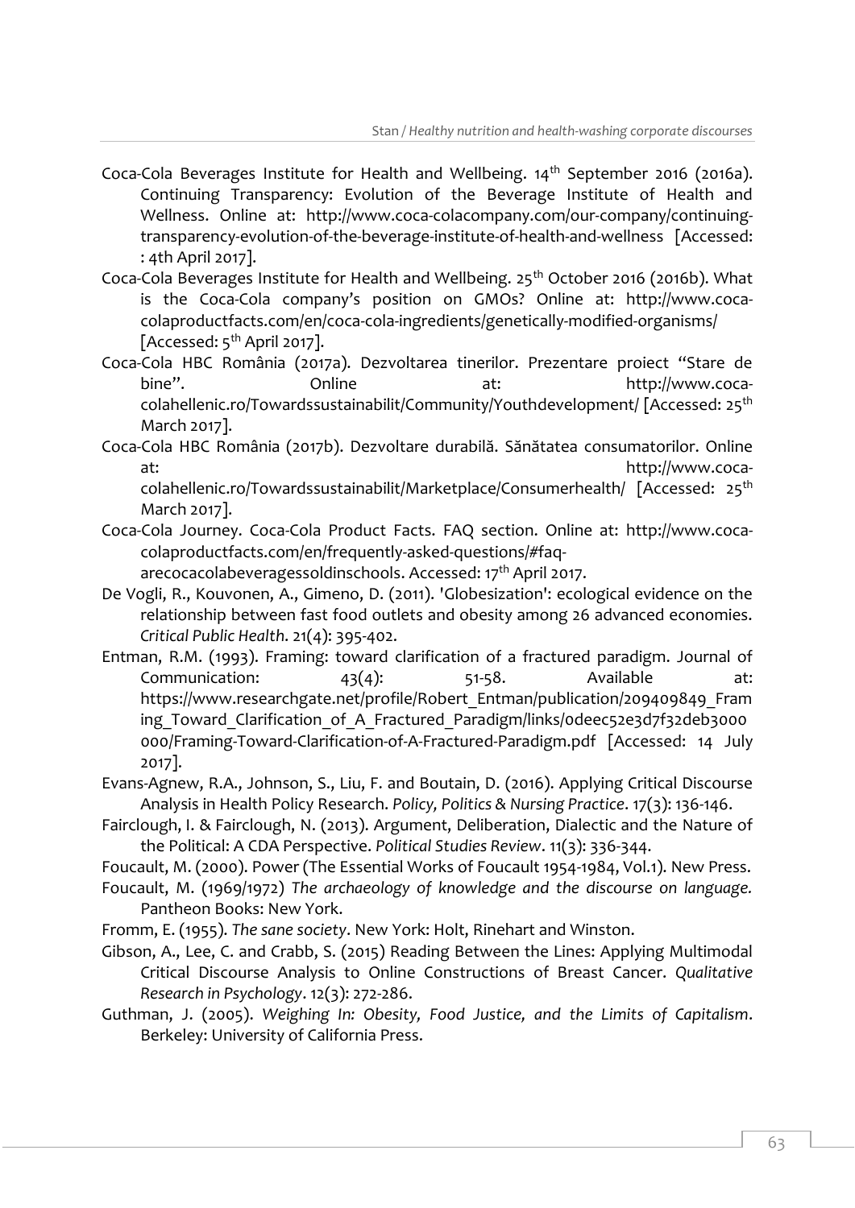Coca-Cola Beverages Institute for Health and Wellbeing. 14th September 2016 (2016a). Continuing Transparency: Evolution of the Beverage Institute of Health and Wellness. Online at: http://www.coca-colacompany.com/our-company/continuing-transparency-evolution-of-the-beverage-institute-of-health-and-wellness [Accessed: : 4th April 2017].

Coca-Cola Beverages Institute for Health and Wellbeing. 25th October 2016 (2016b). What is the Coca-Cola company's position on GMOs? Online at: http://www.coca-colaproductfacts.com/en/coca-cola-ingredients/genetically-modified-organisms/ [Accessed: 5th April 2017].

Coca-Cola HBC România (2017a). Dezvoltarea tinerilor. Prezentare proiect "Stare de bine". Online at: http://www.coca-colahellenic.ro/Towardssustainabilit/Community/Youthdevelopment/ [Accessed: 25th March 2017].

Coca-Cola HBC România (2017b). Dezvoltare durabilă. Sănătatea consumatorilor. Online at: http://www.coca-colahellenic.ro/Towardssustainabilit/Marketplace/Consumerhealth/ [Accessed: 25th March 2017].

Coca-Cola Journey. Coca-Cola Product Facts. FAQ section. Online at: http://www.coca-colaproductfacts.com/en/frequently-asked-questions/#faq-arecocacolabeveragessoldinschools. Accessed: 17th April 2017.

De Vogli, R., Kouvonen, A., Gimeno, D. (2011). 'Globesization': ecological evidence on the relationship between fast food outlets and obesity among 26 advanced economies. *Critical Public Health*. 21(4): 395-402.

Entman, R.M. (1993). Framing: toward clarification of a fractured paradigm. Journal of Communication: 43(4): 51-58. Available at: https://www.researchgate.net/profile/Robert_Entman/publication/209409849_Framing_Toward_Clarification_of_A_Fractured_Paradigm/links/0deec52e3d7f32deb3000000/Framing-Toward-Clarification-of-A-Fractured-Paradigm.pdf [Accessed: 14 July 2017].

Evans-Agnew, R.A., Johnson, S., Liu, F. and Boutain, D. (2016). Applying Critical Discourse Analysis in Health Policy Research. *Policy, Politics & Nursing Practice*. 17(3): 136-146.

Fairclough, I. & Fairclough, N. (2013). Argument, Deliberation, Dialectic and the Nature of the Political: A CDA Perspective. *Political Studies Review*. 11(3): 336-344.

Foucault, M. (2000). Power (The Essential Works of Foucault 1954-1984, Vol.1). New Press.

Foucault, M. (1969/1972) *The archaeology of knowledge and the discourse on language.* Pantheon Books: New York.

Fromm, E. (1955). *The sane society*. New York: Holt, Rinehart and Winston.

Gibson, A., Lee, C. and Crabb, S. (2015) Reading Between the Lines: Applying Multimodal Critical Discourse Analysis to Online Constructions of Breast Cancer. *Qualitative Research in Psychology*. 12(3): 272-286.

Guthman, J. (2005). *Weighing In: Obesity, Food Justice, and the Limits of Capitalism*. Berkeley: University of California Press.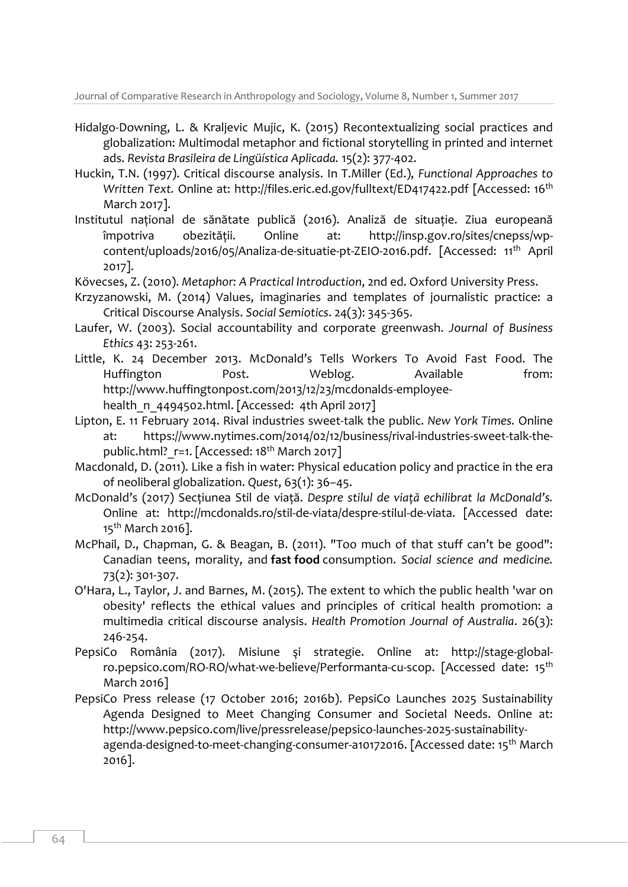Hidalgo-Downing, L. & Kraljevic Mujic, K. (2015) Recontextualizing social practices and globalization: Multimodal metaphor and fictional storytelling in printed and internet ads. *Revista Brasileira de Lingüística Aplicada.* 15(2): 377-402.

Huckin, T.N. (1997). Critical discourse analysis. In T.Miller (Ed.), *Functional Approaches to Written Text.* Online at: http://files.eric.ed.gov/fulltext/ED417422.pdf [Accessed: 16th March 2017].

Institutul național de sănătate publică (2016). Analiză de situație. Ziua europeană împotriva obezității. Online at: http://insp.gov.ro/sites/cnepss/wp-content/uploads/2016/05/Analiza-de-situatie-pt-ZEIO-2016.pdf. [Accessed: 11th April 2017].

Kövecses, Z. (2010). *Metaphor: A Practical Introduction*, 2nd ed. Oxford University Press.

Krzyzanowski, M. (2014) Values, imaginaries and templates of journalistic practice: a Critical Discourse Analysis. *Social Semiotics*. 24(3): 345-365.

Laufer, W. (2003). Social accountability and corporate greenwash. *Journal of Business Ethics* 43: 253-261.

Little, K. 24 December 2013. McDonald's Tells Workers To Avoid Fast Food. The Huffington Post. Weblog. Available from: http://www.huffingtonpost.com/2013/12/23/mcdonalds-employee-health_n_4494502.html. [Accessed: 4th April 2017]

Lipton, E. 11 February 2014. Rival industries sweet-talk the public. *New York Times.* Online at: https://www.nytimes.com/2014/02/12/business/rival-industries-sweet-talk-the-public.html?_r=1. [Accessed: 18th March 2017]

Macdonald, D. (2011). Like a fish in water: Physical education policy and practice in the era of neoliberal globalization. *Quest*, 63(1): 36–45.

McDonald's (2017) Secțiunea Stil de viață. *Despre stilul de viață echilibrat la McDonald's.* Online at: http://mcdonalds.ro/stil-de-viata/despre-stilul-de-viata. [Accessed date: 15th March 2016].

McPhail, D., Chapman, G. & Beagan, B. (2011). "Too much of that stuff can't be good": Canadian teens, morality, and **fast food** consumption. *Social science and medicine.* 73(2): 301-307.

O'Hara, L., Taylor, J. and Barnes, M. (2015). The extent to which the public health 'war on obesity' reflects the ethical values and principles of critical health promotion: a multimedia critical discourse analysis. *Health Promotion Journal of Australia*. 26(3): 246-254.

PepsiCo România (2017). Misiune şi strategie. Online at: http://stage-global-ro.pepsico.com/RO-RO/what-we-believe/Performanta-cu-scop. [Accessed date: 15th March 2016]

PepsiCo Press release (17 October 2016; 2016b). PepsiCo Launches 2025 Sustainability Agenda Designed to Meet Changing Consumer and Societal Needs. Online at: http://www.pepsico.com/live/pressrelease/pepsico-launches-2025-sustainability-agenda-designed-to-meet-changing-consumer-a10172016. [Accessed date: 15th March 2016].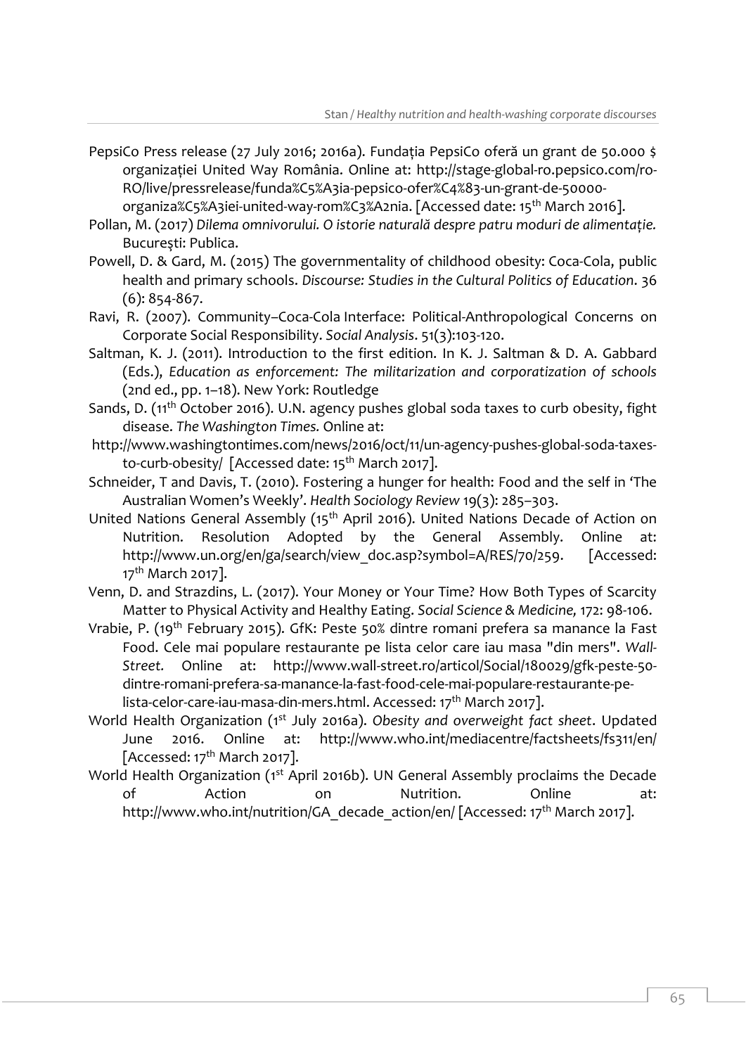PepsiCo Press release (27 July 2016; 2016a). Fundația PepsiCo oferă un grant de 50.000 $ organizației United Way România. Online at: http://stage-global-ro.pepsico.com/ro-RO/live/pressrelease/funda%C5%A3ia-pepsico-ofer%C4%83-un-grant-de-50000-organiza%C5%A3iei-united-way-rom%C3%A2nia. [Accessed date: 15th March 2016].

Pollan, M. (2017) *Dilema omnivorului. O istorie naturală despre patru moduri de alimentație.* Bucureşti: Publica.

Powell, D. & Gard, M. (2015) The governmentality of childhood obesity: Coca-Cola, public health and primary schools. *Discourse: Studies in the Cultural Politics of Education*. 36 (6): 854-867.

Ravi, R. (2007). Community–Coca-Cola Interface: Political-Anthropological Concerns on Corporate Social Responsibility. *Social Analysis*. 51(3):103-120.

Saltman, K. J. (2011). Introduction to the first edition. In K. J. Saltman & D. A. Gabbard (Eds.), *Education as enforcement: The militarization and corporatization of schools* (2nd ed., pp. 1–18). New York: Routledge

Sands, D. (11th October 2016). U.N. agency pushes global soda taxes to curb obesity, fight disease. *The Washington Times.* Online at: http://www.washingtontimes.com/news/2016/oct/11/un-agency-pushes-global-soda-taxes-to-curb-obesity/ [Accessed date: 15th March 2017].

Schneider, T and Davis, T. (2010). Fostering a hunger for health: Food and the self in 'The Australian Women's Weekly'. *Health Sociology Review* 19(3): 285–303.

United Nations General Assembly (15th April 2016). United Nations Decade of Action on Nutrition. Resolution Adopted by the General Assembly. Online at: http://www.un.org/en/ga/search/view_doc.asp?symbol=A/RES/70/259. [Accessed: 17th March 2017].

Venn, D. and Strazdins, L. (2017). Your Money or Your Time? How Both Types of Scarcity Matter to Physical Activity and Healthy Eating. *Social Science & Medicine,* 172: 98-106.

Vrabie, P. (19th February 2015). GfK: Peste 50% dintre romani prefera sa manance la Fast Food. Cele mai populare restaurante pe lista celor care iau masa "din mers". *Wall-Street.* Online at: http://www.wall-street.ro/articol/Social/180029/gfk-peste-50-dintre-romani-prefera-sa-manance-la-fast-food-cele-mai-populare-restaurante-pe-lista-celor-care-iau-masa-din-mers.html. Accessed: 17th March 2017].

World Health Organization (1st July 2016a). *Obesity and overweight fact sheet*. Updated June 2016. Online at: http://www.who.int/mediacentre/factsheets/fs311/en/ [Accessed: 17th March 2017].

World Health Organization (1st April 2016b). UN General Assembly proclaims the Decade of Action on Nutrition. Online at: http://www.who.int/nutrition/GA_decade_action/en/ [Accessed: 17th March 2017].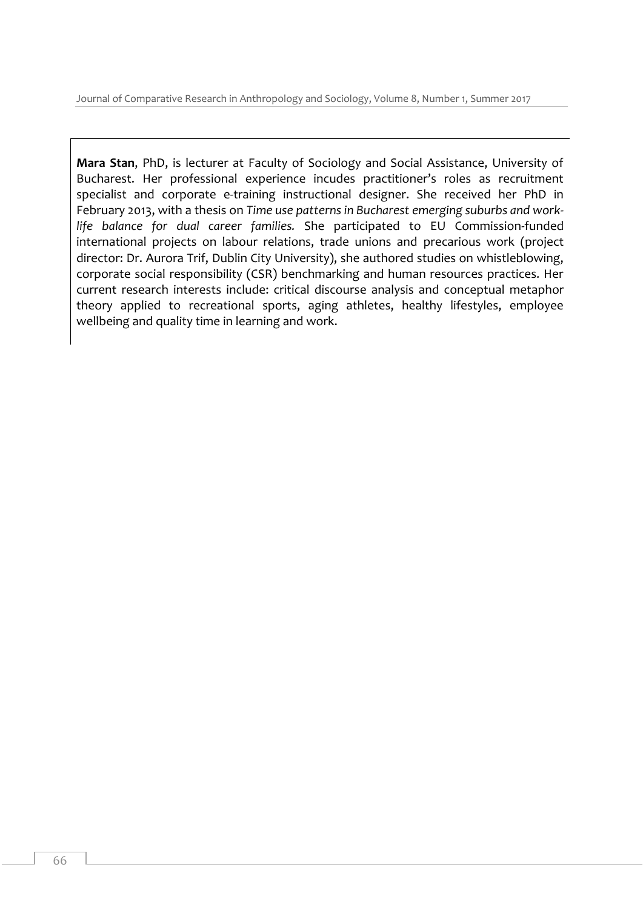**Mara Stan**, PhD, is lecturer at Faculty of Sociology and Social Assistance, University of Bucharest. Her professional experience incudes practitioner's roles as recruitment specialist and corporate e-training instructional designer. She received her PhD in February 2013, with a thesis on *Time use patterns in Bucharest emerging suburbs and work-life balance for dual career families.* She participated to EU Commission-funded international projects on labour relations, trade unions and precarious work (project director: Dr. Aurora Trif, Dublin City University), she authored studies on whistleblowing, corporate social responsibility (CSR) benchmarking and human resources practices. Her current research interests include: critical discourse analysis and conceptual metaphor theory applied to recreational sports, aging athletes, healthy lifestyles, employee wellbeing and quality time in learning and work.